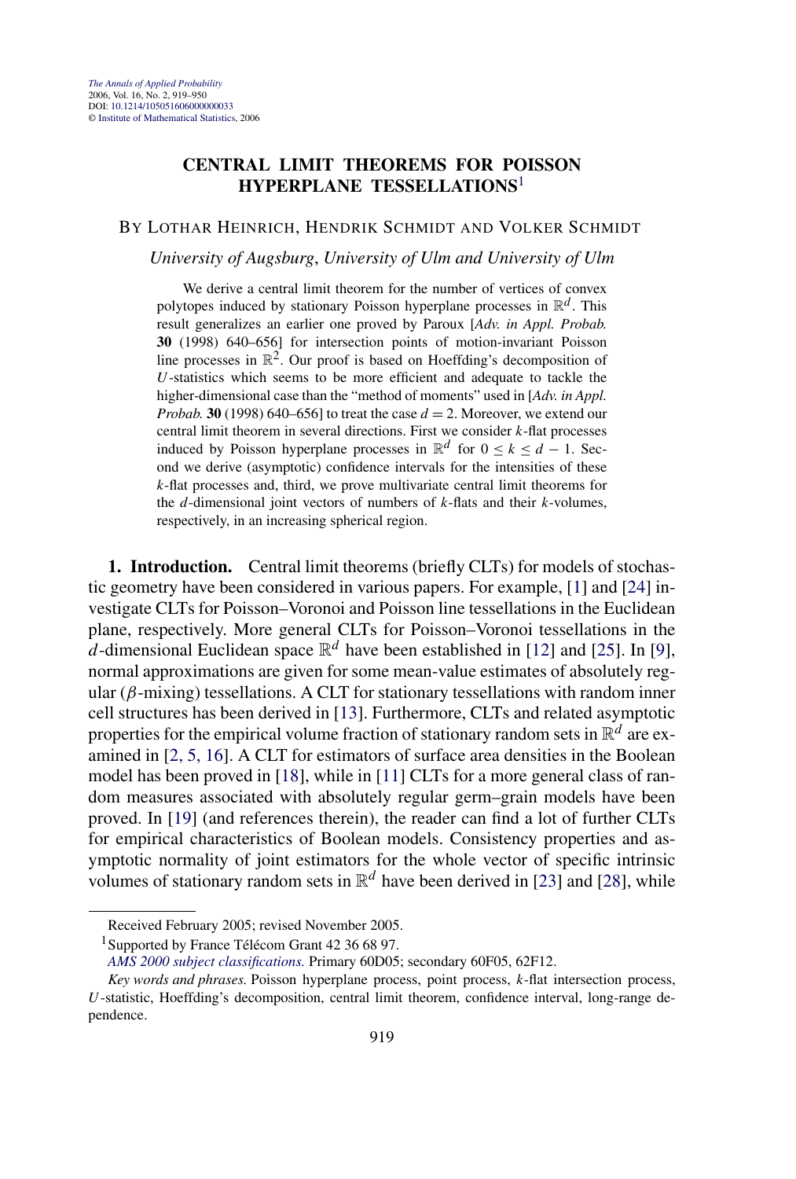# CENTRAL LIMIT THEOREMS FOR POISSON HYPERPLANE TESSELLATIONS[1]

BY LOTHAR HEINRICH, HENDRIK SCHMIDT AND VOLKER SCHMIDT

*University of Augsburg, University of Ulm and University of Ulm*

We derive a central limit theorem for the number of vertices of convex polytopes induced by stationary Poisson hyperplane processes in $\mathbb{R}^d$. This result generalizes an earlier one proved by Paroux [*Adv. in Appl. Probab.* **30** (1998) 640–656] for intersection points of motion-invariant Poisson line processes in $\mathbb{R}^2$. Our proof is based on Hoeffding's decomposition of $U$-statistics which seems to be more efficient and adequate to tackle the higher-dimensional case than the "method of moments" used in [*Adv. in Appl. Probab.* **30** (1998) 640–656] to treat the case $d = 2$. Moreover, we extend our central limit theorem in several directions. First we consider $k$-flat processes induced by Poisson hyperplane processes in $\mathbb{R}^d$ for $0 \le k \le d-1$. Second we derive (asymptotic) confidence intervals for the intensities of these $k$-flat processes and, third, we prove multivariate central limit theorems for the $d$-dimensional joint vectors of numbers of $k$-flats and their $k$-volumes, respectively, in an increasing spherical region.

**1. Introduction.** Central limit theorems (briefly CLTs) for models of stochastic geometry have been considered in various papers. For example, [1] and [24] investigate CLTs for Poisson–Voronoi and Poisson line tessellations in the Euclidean plane, respectively. More general CLTs for Poisson–Voronoi tessellations in the $d$-dimensional Euclidean space $\mathbb{R}^d$ have been established in [12] and [25]. In [9], normal approximations are given for some mean-value estimates of absolutely regular ($\beta$-mixing) tessellations. A CLT for stationary tessellations with random inner cell structures has been derived in [13]. Furthermore, CLTs and related asymptotic properties for the empirical volume fraction of stationary random sets in $\mathbb{R}^d$ are examined in [2, 5, 16]. A CLT for estimators of surface area densities in the Boolean model has been proved in [18], while in [11] CLTs for a more general class of random measures associated with absolutely regular germ–grain models have been proved. In [19] (and references therein), the reader can find a lot of further CLTs for empirical characteristics of Boolean models. Consistency properties and asymptotic normality of joint estimators for the whole vector of specific intrinsic volumes of stationary random sets in $\mathbb{R}^d$ have been derived in [23] and [28], while

---

Received February 2005; revised November 2005.

[1] Supported by France Télécom Grant 42 36 68 97.

*AMS 2000 subject classifications.* Primary 60D05; secondary 60F05, 62F12.

*Key words and phrases.* Poisson hyperplane process, point process, $k$-flat intersection process, $U$-statistic, Hoeffding's decomposition, central limit theorem, confidence interval, long-range dependence.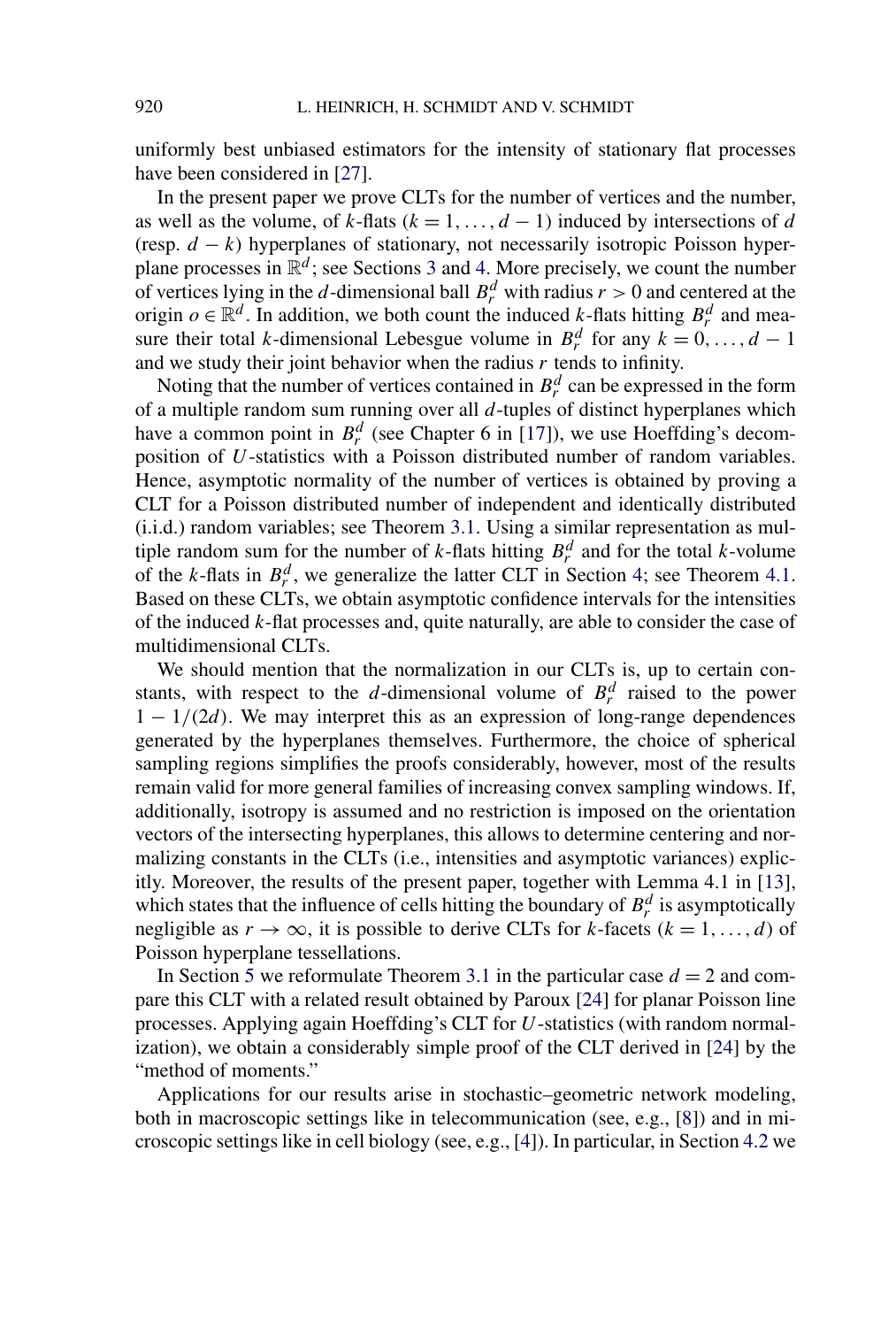uniformly best unbiased estimators for the intensity of stationary flat processes have been considered in [27].

In the present paper we prove CLTs for the number of vertices and the number, as well as the volume, of $k$-flats ($k = 1, \ldots, d-1$) induced by intersections of $d$ (resp. $d-k$) hyperplanes of stationary, not necessarily isotropic Poisson hyperplane processes in $\mathbb{R}^d$; see Sections 3 and 4. More precisely, we count the number of vertices lying in the $d$-dimensional ball $B_r^d$ with radius $r > 0$ and centered at the origin $o \in \mathbb{R}^d$. In addition, we both count the induced $k$-flats hitting $B_r^d$ and measure their total $k$-dimensional Lebesgue volume in $B_r^d$ for any $k = 0, \ldots, d-1$ and we study their joint behavior when the radius $r$ tends to infinity.

Noting that the number of vertices contained in $B_r^d$ can be expressed in the form of a multiple random sum running over all $d$-tuples of distinct hyperplanes which have a common point in $B_r^d$ (see Chapter 6 in [17]), we use Hoeffding's decomposition of $U$-statistics with a Poisson distributed number of random variables. Hence, asymptotic normality of the number of vertices is obtained by proving a CLT for a Poisson distributed number of independent and identically distributed (i.i.d.) random variables; see Theorem 3.1. Using a similar representation as multiple random sum for the number of $k$-flats hitting $B_r^d$ and for the total $k$-volume of the $k$-flats in $B_r^d$, we generalize the latter CLT in Section 4; see Theorem 4.1. Based on these CLTs, we obtain asymptotic confidence intervals for the intensities of the induced $k$-flat processes and, quite naturally, are able to consider the case of multidimensional CLTs.

We should mention that the normalization in our CLTs is, up to certain constants, with respect to the $d$-dimensional volume of $B_r^d$ raised to the power $1 - 1/(2d)$. We may interpret this as an expression of long-range dependences generated by the hyperplanes themselves. Furthermore, the choice of spherical sampling regions simplifies the proofs considerably, however, most of the results remain valid for more general families of increasing convex sampling windows. If, additionally, isotropy is assumed and no restriction is imposed on the orientation vectors of the intersecting hyperplanes, this allows to determine centering and normalizing constants in the CLTs (i.e., intensities and asymptotic variances) explicitly. Moreover, the results of the present paper, together with Lemma 4.1 in [13], which states that the influence of cells hitting the boundary of $B_r^d$ is asymptotically negligible as $r \to \infty$, it is possible to derive CLTs for $k$-facets ($k = 1, \ldots, d$) of Poisson hyperplane tessellations.

In Section 5 we reformulate Theorem 3.1 in the particular case $d = 2$ and compare this CLT with a related result obtained by Paroux [24] for planar Poisson line processes. Applying again Hoeffding's CLT for $U$-statistics (with random normalization), we obtain a considerably simple proof of the CLT derived in [24] by the "method of moments."

Applications for our results arise in stochastic–geometric network modeling, both in macroscopic settings like in telecommunication (see, e.g., [8]) and in microscopic settings like in cell biology (see, e.g., [4]). In particular, in Section 4.2 we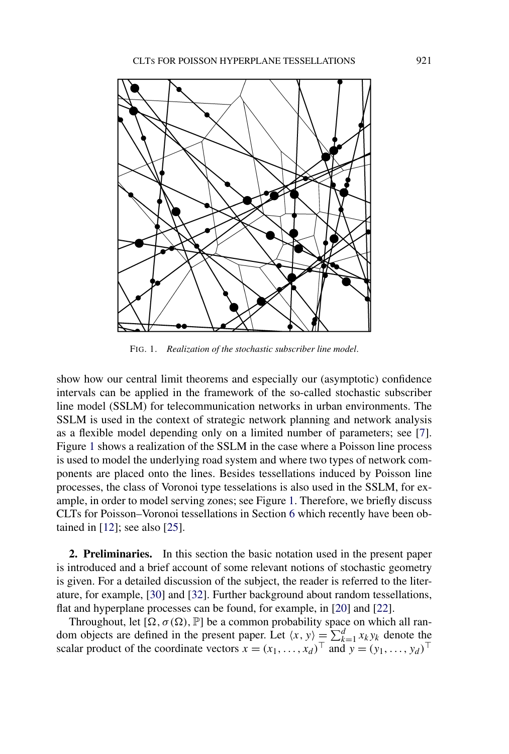FIG. 1. *Realization of the stochastic subscriber line model.*

show how our central limit theorems and especially our (asymptotic) confidence intervals can be applied in the framework of the so-called stochastic subscriber line model (SSLM) for telecommunication networks in urban environments. The SSLM is used in the context of strategic network planning and network analysis as a flexible model depending only on a limited number of parameters; see [7]. Figure 1 shows a realization of the SSLM in the case where a Poisson line process is used to model the underlying road system and where two types of network components are placed onto the lines. Besides tessellations induced by Poisson line processes, the class of Voronoi type tesselations is also used in the SSLM, for example, in order to model serving zones; see Figure 1. Therefore, we briefly discuss CLTs for Poisson–Voronoi tessellations in Section 6 which recently have been obtained in [12]; see also [25].

## 2. Preliminaries.

In this section the basic notation used in the present paper is introduced and a brief account of some relevant notions of stochastic geometry is given. For a detailed discussion of the subject, the reader is referred to the literature, for example, [30] and [32]. Further background about random tessellations, flat and hyperplane processes can be found, for example, in [20] and [22].

Throughout, let $[\Omega, \sigma(\Omega), \mathbb{P}]$ be a common probability space on which all random objects are defined in the present paper. Let $\langle x, y\rangle = \sum_{k=1}^{d} x_k y_k$ denote the scalar product of the coordinate vectors $x = (x_1, \dots, x_d)^\top$ and $y = (y_1, \dots, y_d)^\top$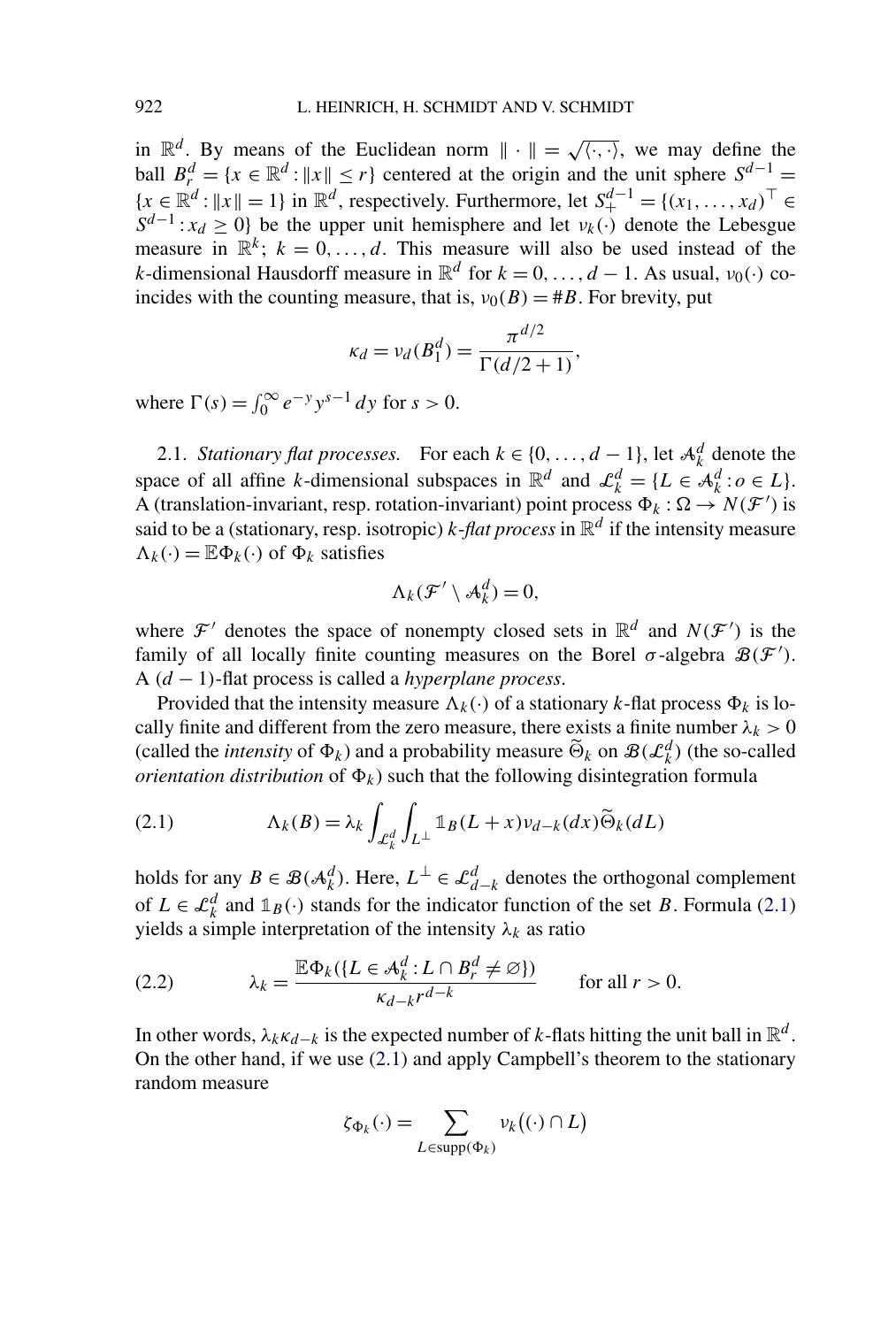in $\mathbb{R}^d$. By means of the Euclidean norm $\|\cdot\| = \sqrt{\langle\cdot,\cdot\rangle}$, we may define the ball $B_r^d = \{x \in \mathbb{R}^d : \|x\| \le r\}$ centered at the origin and the unit sphere $S^{d-1} = \{x \in \mathbb{R}^d : \|x\| = 1\}$ in $\mathbb{R}^d$, respectively. Furthermore, let $S_+^{d-1} = \{(x_1, \ldots, x_d)^\top \in S^{d-1} : x_d \ge 0\}$ be the upper unit hemisphere and let $\nu_k(\cdot)$ denote the Lebesgue measure in $\mathbb{R}^k$; $k = 0, \ldots, d$. This measure will also be used instead of the $k$-dimensional Hausdorff measure in $\mathbb{R}^d$ for $k = 0, \ldots, d-1$. As usual, $\nu_0(\cdot)$ coincides with the counting measure, that is, $\nu_0(B) = \# B$. For brevity, put

$$\kappa_d = \nu_d(B_1^d) = \frac{\pi^{d/2}}{\Gamma(d/2+1)},$$

where $\Gamma(s) = \int_0^\infty e^{-y} y^{s-1}\,dy$ for $s > 0$.

2.1. *Stationary flat processes.* For each $k \in \{0, \ldots, d-1\}$, let $\mathcal{A}_k^d$ denote the space of all affine $k$-dimensional subspaces in $\mathbb{R}^d$ and $\mathcal{L}_k^d = \{L \in \mathcal{A}_k^d : o \in L\}$. A (translation-invariant, resp. rotation-invariant) point process $\Phi_k : \Omega \to N(\mathcal{F}')$ is said to be a (stationary, resp. isotropic) *$k$-flat process* in $\mathbb{R}^d$ if the intensity measure $\Lambda_k(\cdot) = \mathbb{E}\Phi_k(\cdot)$ of $\Phi_k$ satisfies

$$\Lambda_k(\mathcal{F}' \setminus \mathcal{A}_k^d) = 0,$$

where $\mathcal{F}'$ denotes the space of nonempty closed sets in $\mathbb{R}^d$ and $N(\mathcal{F}')$ is the family of all locally finite counting measures on the Borel $\sigma$-algebra $\mathcal{B}(\mathcal{F}')$. A $(d-1)$-flat process is called a *hyperplane process*.

Provided that the intensity measure $\Lambda_k(\cdot)$ of a stationary $k$-flat process $\Phi_k$ is locally finite and different from the zero measure, there exists a finite number $\lambda_k > 0$ (called the *intensity* of $\Phi_k$) and a probability measure $\widetilde{\Theta}_k$ on $\mathcal{B}(\mathcal{L}_k^d)$ (the so-called *orientation distribution* of $\Phi_k$) such that the following disintegration formula

$$\Lambda_k(B) = \lambda_k \int_{\mathcal{L}_k^d} \int_{L^\perp} \mathbb{1}_B(L + x)\nu_{d-k}(dx)\widetilde{\Theta}_k(dL) \tag{2.1}$$

holds for any $B \in \mathcal{B}(\mathcal{A}_k^d)$. Here, $L^\perp \in \mathcal{L}_{d-k}^d$ denotes the orthogonal complement of $L \in \mathcal{L}_k^d$ and $\mathbb{1}_B(\cdot)$ stands for the indicator function of the set $B$. Formula (2.1) yields a simple interpretation of the intensity $\lambda_k$ as ratio

$$\lambda_k = \frac{\mathbb{E}\Phi_k(\{L \in \mathcal{A}_k^d : L \cap B_r^d \neq \varnothing\})}{\kappa_{d-k} r^{d-k}} \qquad \text{for all } r > 0. \tag{2.2}$$

In other words, $\lambda_k \kappa_{d-k}$ is the expected number of $k$-flats hitting the unit ball in $\mathbb{R}^d$. On the other hand, if we use (2.1) and apply Campbell's theorem to the stationary random measure

$$\zeta_{\Phi_k}(\cdot) = \sum_{L \in \mathrm{supp}(\Phi_k)} \nu_k\big((\cdot) \cap L\big)$$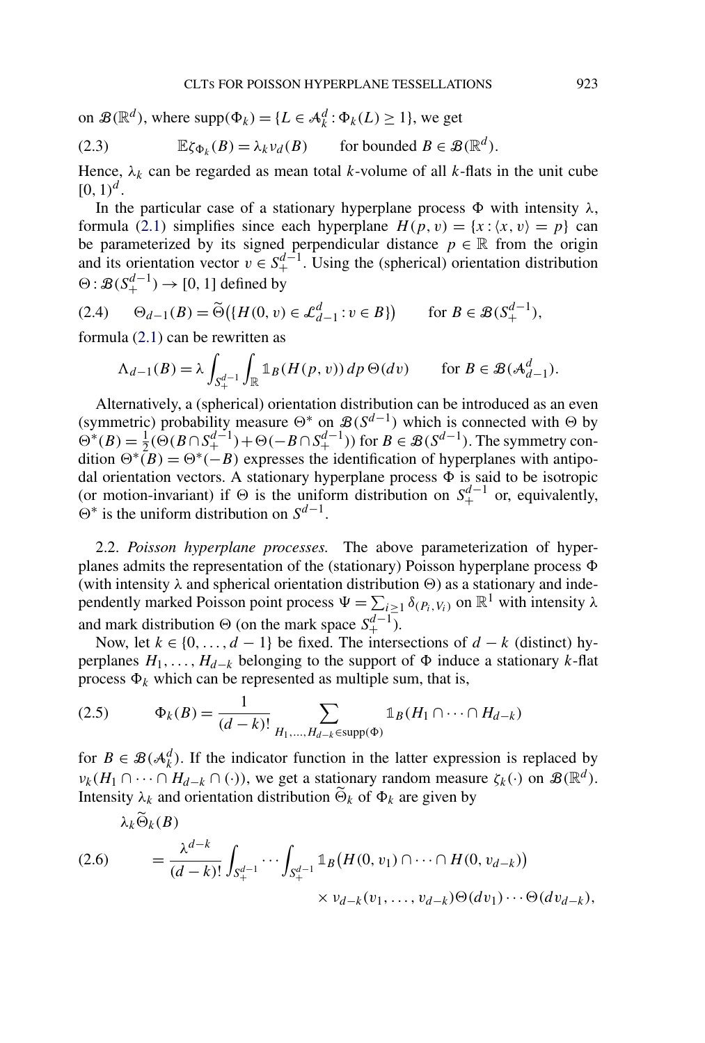on $\mathcal{B}(\mathbb{R}^d)$, where $\text{supp}(\Phi_k) = \{L \in \mathcal{A}_k^d : \Phi_k(L) \geq 1\}$, we get

$$\mathbb{E}\zeta_{\Phi_k}(B) = \lambda_k \nu_d(B) \qquad \text{for bounded } B \in \mathcal{B}(\mathbb{R}^d). \tag{2.3}$$

Hence, $\lambda_k$ can be regarded as mean total $k$-volume of all $k$-flats in the unit cube $[0, 1)^d$.

In the particular case of a stationary hyperplane process $\Phi$ with intensity $\lambda$, formula (2.1) simplifies since each hyperplane $H(p, v) = \{x : \langle x, v\rangle = p\}$ can be parameterized by its signed perpendicular distance $p \in \mathbb{R}$ from the origin and its orientation vector $v \in S_+^{d-1}$. Using the (spherical) orientation distribution $\Theta : \mathcal{B}(S_+^{d-1}) \to [0, 1]$ defined by

$$\Theta_{d-1}(B) = \widetilde{\Theta}\big(\{H(0, v) \in \mathcal{L}_{d-1}^d : v \in B\}\big) \qquad \text{for } B \in \mathcal{B}(S_+^{d-1}), \tag{2.4}$$

formula (2.1) can be rewritten as

$$\Lambda_{d-1}(B) = \lambda \int_{S_+^{d-1}} \int_{\mathbb{R}} \mathbb{1}_B(H(p, v))\, dp\, \Theta(dv) \qquad \text{for } B \in \mathcal{B}(\mathcal{A}_{d-1}^d).$$

Alternatively, a (spherical) orientation distribution can be introduced as an even (symmetric) probability measure $\Theta^*$ on $\mathcal{B}(S^{d-1})$ which is connected with $\Theta$ by $\Theta^*(B) = \frac{1}{2}(\Theta(B \cap S_+^{d-1}) + \Theta(-B \cap S_+^{d-1}))$ for $B \in \mathcal{B}(S^{d-1})$. The symmetry condition $\Theta^*(B) = \Theta^*(-B)$ expresses the identification of hyperplanes with antipodal orientation vectors. A stationary hyperplane process $\Phi$ is said to be isotropic (or motion-invariant) if $\Theta$ is the uniform distribution on $S_+^{d-1}$ or, equivalently, $\Theta^*$ is the uniform distribution on $S^{d-1}$.

2.2. *Poisson hyperplane processes.* The above parameterization of hyperplanes admits the representation of the (stationary) Poisson hyperplane process $\Phi$ (with intensity $\lambda$ and spherical orientation distribution $\Theta$) as a stationary and independently marked Poisson point process $\Psi = \sum_{i \geq 1} \delta_{(P_i, V_i)}$ on $\mathbb{R}^1$ with intensity $\lambda$ and mark distribution $\Theta$ (on the mark space $S_+^{d-1}$).

Now, let $k \in \{0, \ldots, d-1\}$ be fixed. The intersections of $d - k$ (distinct) hyperplanes $H_1, \ldots, H_{d-k}$ belonging to the support of $\Phi$ induce a stationary $k$-flat process $\Phi_k$ which can be represented as multiple sum, that is,

$$\Phi_k(B) = \frac{1}{(d-k)!} \sum_{H_1, \ldots, H_{d-k} \in \text{supp}(\Phi)} \mathbb{1}_B(H_1 \cap \cdots \cap H_{d-k}) \tag{2.5}$$

for $B \in \mathcal{B}(\mathcal{A}_k^d)$. If the indicator function in the latter expression is replaced by $\nu_k(H_1 \cap \cdots \cap H_{d-k} \cap (\cdot))$, we get a stationary random measure $\zeta_k(\cdot)$ on $\mathcal{B}(\mathbb{R}^d)$. Intensity $\lambda_k$ and orientation distribution $\widetilde{\Theta}_k$ of $\Phi_k$ are given by

$$\begin{aligned}
&\lambda_k \widetilde{\Theta}_k(B) \\
&\quad = \frac{\lambda^{d-k}}{(d-k)!} \int_{S_+^{d-1}} \cdots \int_{S_+^{d-1}} \mathbb{1}_B\big(H(0, v_1) \cap \cdots \cap H(0, v_{d-k})\big) \\
&\qquad\qquad \times \nu_{d-k}(v_1, \ldots, v_{d-k}) \Theta(dv_1) \cdots \Theta(dv_{d-k}),
\end{aligned} \tag{2.6}$$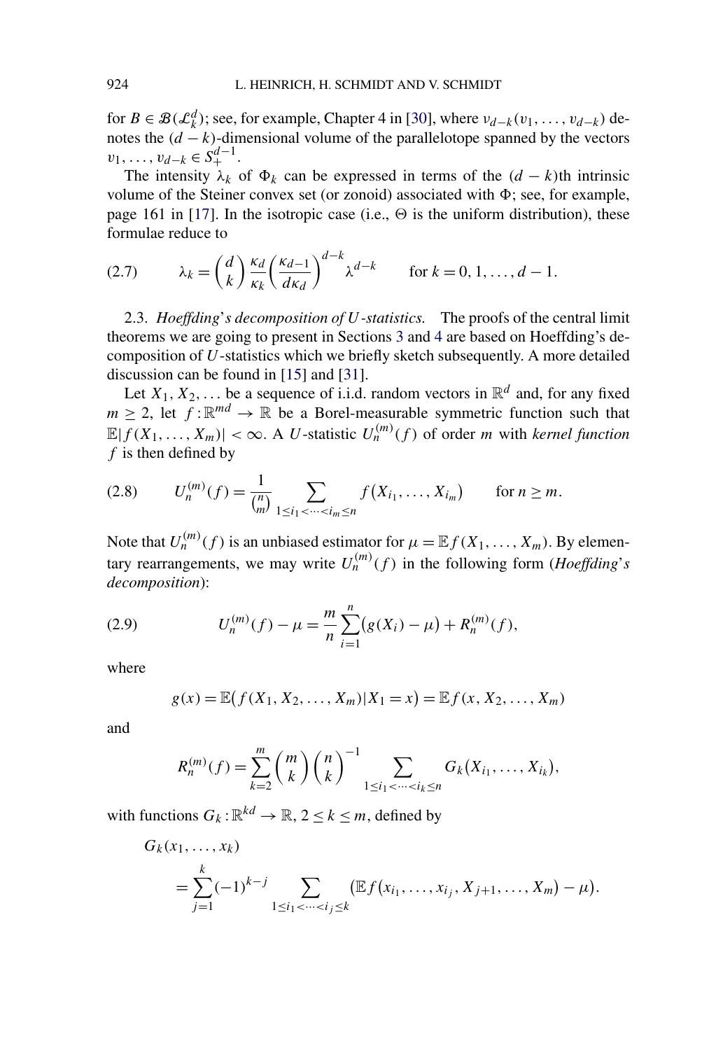for $B \in \mathcal{B}(\mathcal{L}_k^d)$; see, for example, Chapter 4 in [30], where $\nu_{d-k}(v_1, \dots, v_{d-k})$ denotes the $(d-k)$-dimensional volume of the parallelotope spanned by the vectors $v_1, \dots, v_{d-k} \in S_+^{d-1}$.

The intensity $\lambda_k$ of $\Phi_k$ can be expressed in terms of the $(d-k)$th intrinsic volume of the Steiner convex set (or zonoid) associated with $\Phi$; see, for example, page 161 in [17]. In the isotropic case (i.e., $\Theta$ is the uniform distribution), these formulae reduce to

$$\lambda_k = \binom{d}{k} \frac{\kappa_d}{\kappa_k} \left( \frac{\kappa_{d-1}}{d\kappa_d} \right)^{d-k} \lambda^{d-k} \qquad \text{for } k = 0, 1, \dots, d-1. \tag{2.7}$$

2.3. *Hoeffding's decomposition of $U$-statistics.* The proofs of the central limit theorems we are going to present in Sections 3 and 4 are based on Hoeffding's decomposition of $U$-statistics which we briefly sketch subsequently. A more detailed discussion can be found in [15] and [31].

Let $X_1, X_2, \dots$ be a sequence of i.i.d. random vectors in $\mathbb{R}^d$ and, for any fixed $m \geq 2$, let $f : \mathbb{R}^{md} \to \mathbb{R}$ be a Borel-measurable symmetric function such that $\mathbb{E}|f(X_1, \dots, X_m)| < \infty$. A $U$-statistic $U_n^{(m)}(f)$ of order $m$ with *kernel function* $f$ is then defined by

$$U_n^{(m)}(f) = \frac{1}{\binom{n}{m}} \sum_{1 \leq i_1 < \cdots < i_m \leq n} f(X_{i_1}, \dots, X_{i_m}) \qquad \text{for } n \geq m. \tag{2.8}$$

Note that $U_n^{(m)}(f)$ is an unbiased estimator for $\mu = \mathbb{E} f(X_1, \dots, X_m)$. By elementary rearrangements, we may write $U_n^{(m)}(f)$ in the following form (*Hoeffding's decomposition*):

$$U_n^{(m)}(f) - \mu = \frac{m}{n} \sum_{i=1}^{n} (g(X_i) - \mu) + R_n^{(m)}(f), \tag{2.9}$$

where

$$g(x) = \mathbb{E}(f(X_1, X_2, \dots, X_m) | X_1 = x) = \mathbb{E} f(x, X_2, \dots, X_m)$$

and

$$R_n^{(m)}(f) = \sum_{k=2}^{m} \binom{m}{k} \binom{n}{k}^{-1} \sum_{1 \leq i_1 < \cdots < i_k \leq n} G_k(X_{i_1}, \dots, X_{i_k}),$$

with functions $G_k : \mathbb{R}^{kd} \to \mathbb{R}$, $2 \leq k \leq m$, defined by

$$G_k(x_1, \dots, x_k) = \sum_{j=1}^{k} (-1)^{k-j} \sum_{1 \leq i_1 < \cdots < i_j \leq k} (\mathbb{E} f(x_{i_1}, \dots, x_{i_j}, X_{j+1}, \dots, X_m) - \mu).$$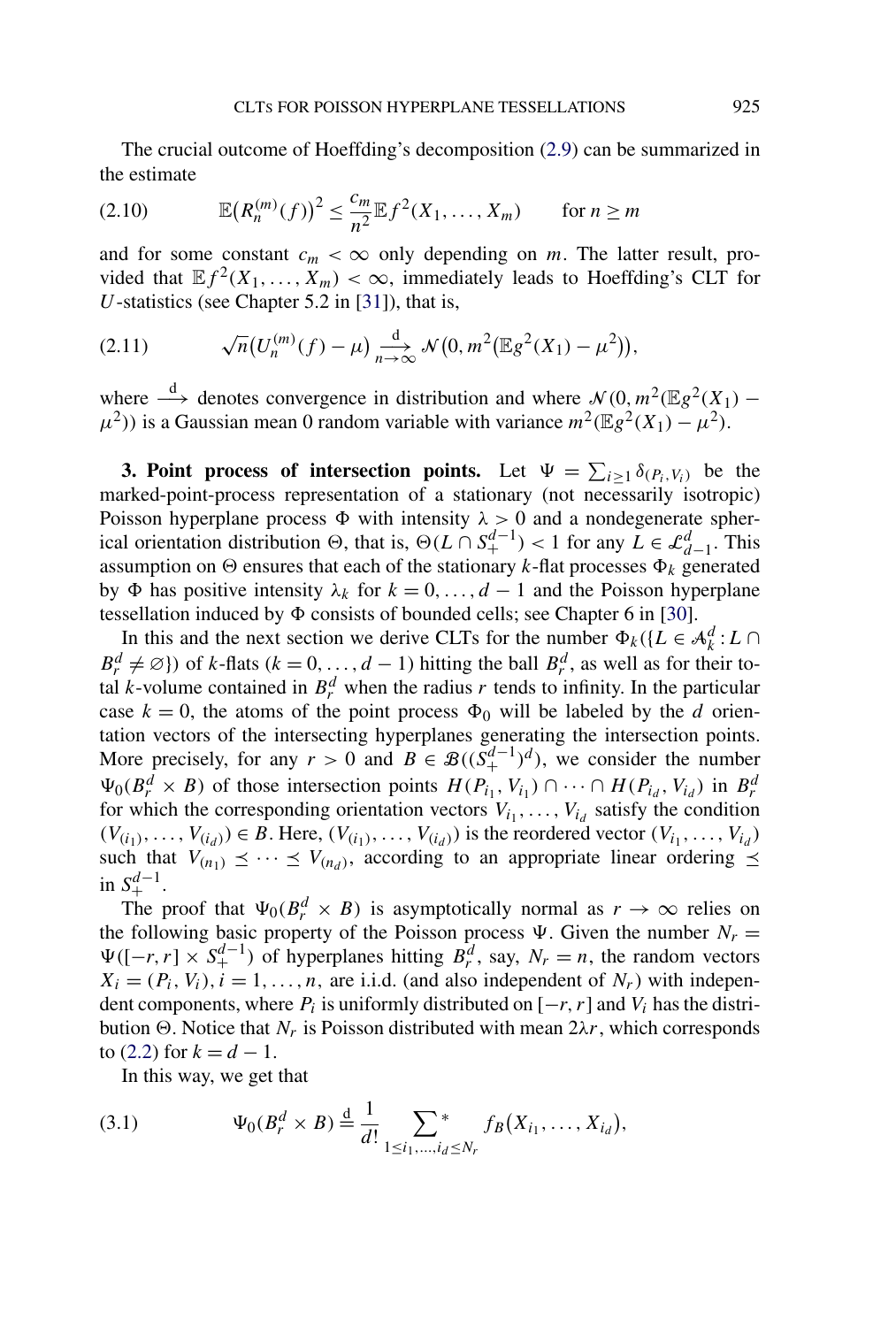The crucial outcome of Hoeffding's decomposition (2.9) can be summarized in the estimate

$$\mathbb{E}\big(R_n^{(m)}(f)\big)^2 \le \frac{c_m}{n^2}\mathbb{E} f^2(X_1,\dots,X_m) \qquad \text{for } n \ge m \tag{2.10}$$

and for some constant $c_m < \infty$ only depending on $m$. The latter result, provided that $\mathbb{E} f^2(X_1,\dots,X_m) < \infty$, immediately leads to Hoeffding's CLT for $U$-statistics (see Chapter 5.2 in [31]), that is,

$$\sqrt{n}\big(U_n^{(m)}(f) - \mu\big) \xrightarrow[n\to\infty]{\mathrm{d}} \mathcal{N}\big(0, m^2\big(\mathbb{E} g^2(X_1) - \mu^2\big)\big), \tag{2.11}$$

where $\xrightarrow{\mathrm{d}}$ denotes convergence in distribution and where $\mathcal{N}(0, m^2(\mathbb{E} g^2(X_1) - \mu^2))$ is a Gaussian mean 0 random variable with variance $m^2(\mathbb{E} g^2(X_1) - \mu^2)$.

**3. Point process of intersection points.** Let $\Psi = \sum_{i\ge 1} \delta_{(P_i,V_i)}$ be the marked-point-process representation of a stationary (not necessarily isotropic) Poisson hyperplane process $\Phi$ with intensity $\lambda > 0$ and a nondegenerate spherical orientation distribution $\Theta$, that is, $\Theta(L \cap S_+^{d-1}) < 1$ for any $L \in \mathcal{L}_{d-1}^d$. This assumption on $\Theta$ ensures that each of the stationary $k$-flat processes $\Phi_k$ generated by $\Phi$ has positive intensity $\lambda_k$ for $k = 0,\dots,d-1$ and the Poisson hyperplane tessellation induced by $\Phi$ consists of bounded cells; see Chapter 6 in [30].

In this and the next section we derive CLTs for the number $\Phi_k(\{L \in \mathcal{A}_k^d : L \cap B_r^d \ne \varnothing\})$ of $k$-flats ($k = 0,\dots,d-1$) hitting the ball $B_r^d$, as well as for their total $k$-volume contained in $B_r^d$ when the radius $r$ tends to infinity. In the particular case $k = 0$, the atoms of the point process $\Phi_0$ will be labeled by the $d$ orientation vectors of the intersecting hyperplanes generating the intersection points. More precisely, for any $r > 0$ and $B \in \mathcal{B}((S_+^{d-1})^d)$, we consider the number $\Psi_0(B_r^d \times B)$ of those intersection points $H(P_{i_1}, V_{i_1}) \cap \cdots \cap H(P_{i_d}, V_{i_d})$ in $B_r^d$ for which the corresponding orientation vectors $V_{i_1},\dots,V_{i_d}$ satisfy the condition $(V_{(i_1)},\dots,V_{(i_d)}) \in B$. Here, $(V_{(i_1)},\dots,V_{(i_d)})$ is the reordered vector $(V_{i_1},\dots,V_{i_d})$ such that $V_{(n_1)} \preceq \cdots \preceq V_{(n_d)}$, according to an appropriate linear ordering $\preceq$ in $S_+^{d-1}$.

The proof that $\Psi_0(B_r^d \times B)$ is asymptotically normal as $r \to \infty$ relies on the following basic property of the Poisson process $\Psi$. Given the number $N_r = \Psi([-r,r] \times S_+^{d-1})$ of hyperplanes hitting $B_r^d$, say, $N_r = n$, the random vectors $X_i = (P_i, V_i)$, $i = 1,\dots,n$, are i.i.d. (and also independent of $N_r$) with independent components, where $P_i$ is uniformly distributed on $[-r,r]$ and $V_i$ has the distribution $\Theta$. Notice that $N_r$ is Poisson distributed with mean $2\lambda r$, which corresponds to (2.2) for $k = d-1$.

In this way, we get that

$$\Psi_0(B_r^d \times B) \stackrel{\mathrm{d}}{=} \frac{1}{d!} \sum_{1\le i_1,\dots,i_d \le N_r}^{*} f_B\big(X_{i_1},\dots,X_{i_d}\big), \tag{3.1}$$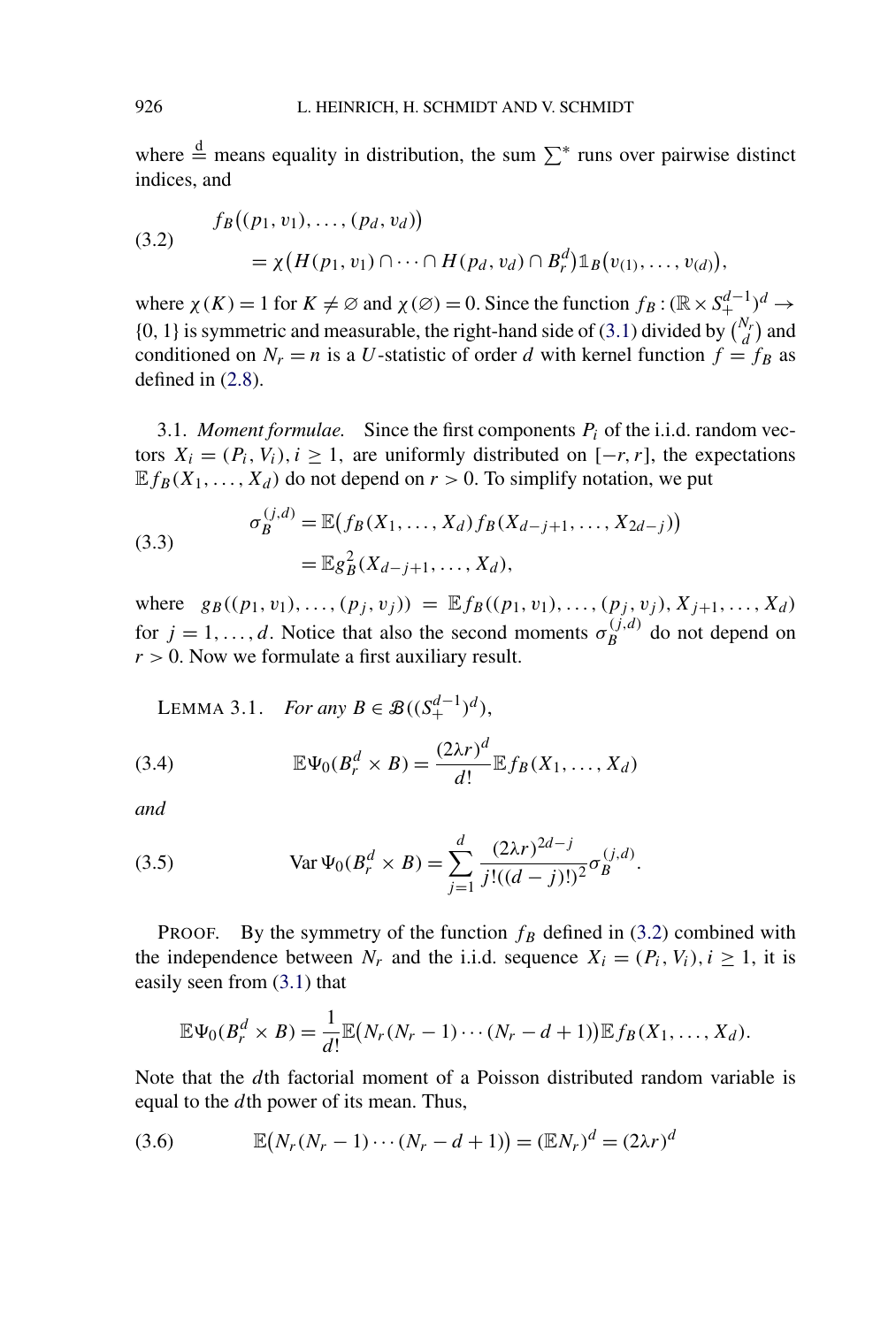where $\stackrel{\mathrm{d}}{=}$ means equality in distribution, the sum $\sum^*$ runs over pairwise distinct indices, and

$$f_B\big((p_1, v_1), \dots, (p_d, v_d)\big) \\ = \chi\big(H(p_1, v_1) \cap \cdots \cap H(p_d, v_d) \cap B_r^d\big)\mathbb{1}_B\big(v_{(1)}, \dots, v_{(d)}\big), \tag{3.2}$$

where $\chi(K) = 1$ for $K \neq \varnothing$ and $\chi(\varnothing) = 0$. Since the function $f_B : (\mathbb{R} \times S_+^{d-1})^d \to \{0, 1\}$ is symmetric and measurable, the right-hand side of (3.1) divided by $\binom{N_r}{d}$ and conditioned on $N_r = n$ is a $U$-statistic of order $d$ with kernel function $f = f_B$ as defined in (2.8).

3.1. *Moment formulae.* Since the first components $P_i$ of the i.i.d. random vectors $X_i = (P_i, V_i), i \geq 1$, are uniformly distributed on $[-r, r]$, the expectations $\mathbb{E} f_B(X_1, \dots, X_d)$ do not depend on $r > 0$. To simplify notation, we put

$$\sigma_B^{(j,d)} = \mathbb{E}\big(f_B(X_1, \dots, X_d) f_B(X_{d-j+1}, \dots, X_{2d-j})\big) \\ = \mathbb{E} g_B^2(X_{d-j+1}, \dots, X_d), \tag{3.3}$$

where $g_B((p_1, v_1), \dots, (p_j, v_j)) = \mathbb{E} f_B((p_1, v_1), \dots, (p_j, v_j), X_{j+1}, \dots, X_d)$ for $j = 1, \dots, d$. Notice that also the second moments $\sigma_B^{(j,d)}$ do not depend on $r > 0$. Now we formulate a first auxiliary result.

LEMMA 3.1. *For any $B \in \mathcal{B}((S_+^{d-1})^d)$,*

$$\mathbb{E}\Psi_0(B_r^d \times B) = \frac{(2\lambda r)^d}{d!} \mathbb{E} f_B(X_1, \dots, X_d) \tag{3.4}$$

*and*

$$\operatorname{Var} \Psi_0(B_r^d \times B) = \sum_{j=1}^{d} \frac{(2\lambda r)^{2d-j}}{j!((d-j)!)^2} \sigma_B^{(j,d)}. \tag{3.5}$$

PROOF. By the symmetry of the function $f_B$ defined in (3.2) combined with the independence between $N_r$ and the i.i.d. sequence $X_i = (P_i, V_i), i \geq 1$, it is easily seen from (3.1) that

$$\mathbb{E}\Psi_0(B_r^d \times B) = \frac{1}{d!} \mathbb{E}\big(N_r(N_r - 1) \cdots (N_r - d + 1)\big) \mathbb{E} f_B(X_1, \dots, X_d).$$

Note that the $d$th factorial moment of a Poisson distributed random variable is equal to the $d$th power of its mean. Thus,

$$\mathbb{E}\big(N_r(N_r - 1) \cdots (N_r - d + 1)\big) = (\mathbb{E} N_r)^d = (2\lambda r)^d \tag{3.6}$$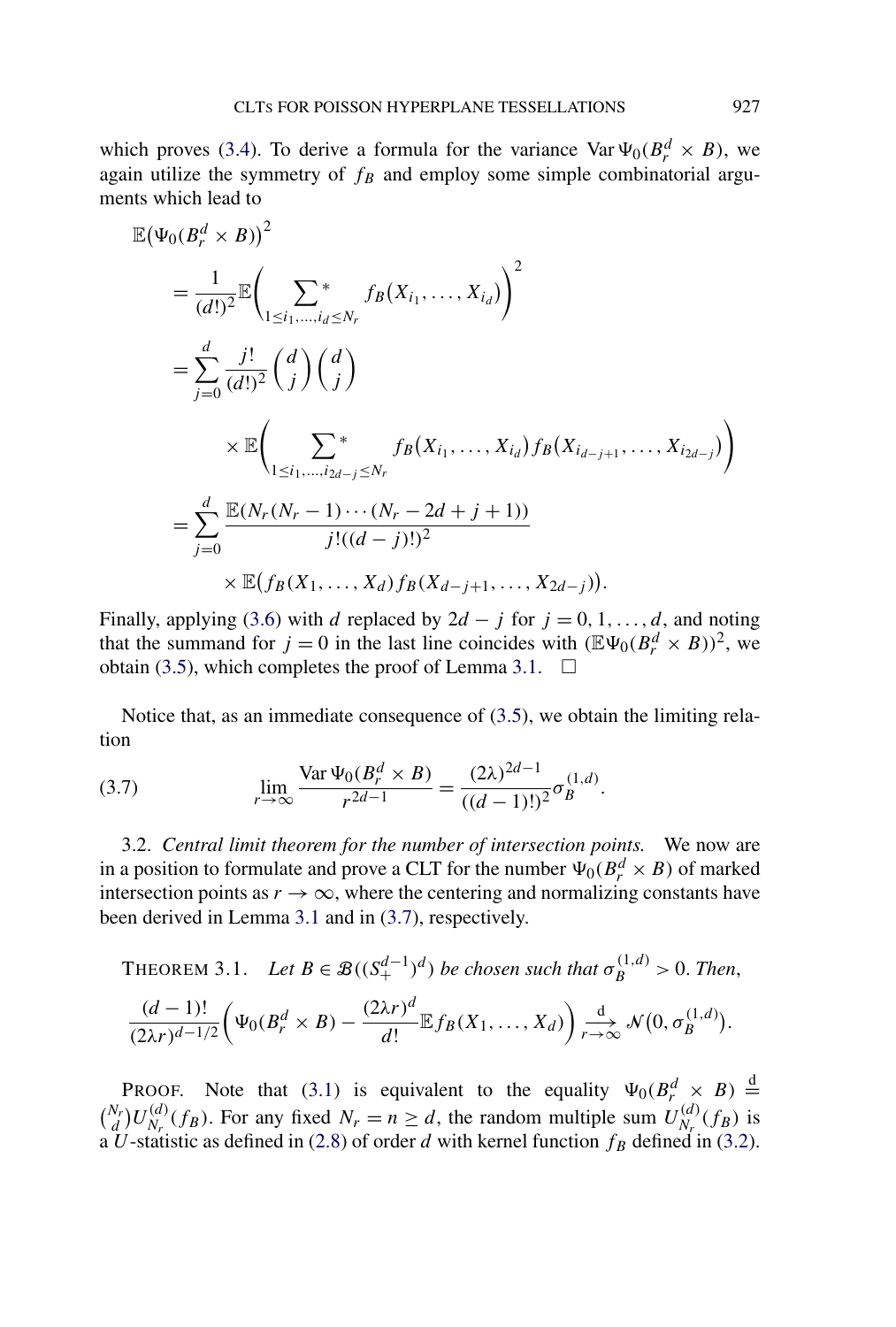which proves (3.4). To derive a formula for the variance $\operatorname{Var}\Psi_0(B_r^d \times B)$, we again utilize the symmetry of $f_B$ and employ some simple combinatorial arguments which lead to

$$
\begin{aligned}
\mathbb{E}\big(\Psi_0(B_r^d \times B)\big)^2
&= \frac{1}{(d!)^2}\mathbb{E}\bigg(\sum\nolimits^*_{1\le i_1,\dots,i_d\le N_r} f_B(X_{i_1},\dots,X_{i_d})\bigg)^2 \\
&= \sum_{j=0}^{d} \frac{j!}{(d!)^2}\binom{d}{j}\binom{d}{j} \\
&\qquad \times \mathbb{E}\bigg(\sum\nolimits^*_{1\le i_1,\dots,i_{2d-j}\le N_r} f_B(X_{i_1},\dots,X_{i_d}) f_B(X_{i_{d-j+1}},\dots,X_{i_{2d-j}})\bigg) \\
&= \sum_{j=0}^{d} \frac{\mathbb{E}(N_r(N_r-1)\cdots(N_r-2d+j+1))}{j!((d-j)!)^2} \\
&\qquad \times \mathbb{E}\big(f_B(X_1,\dots,X_d) f_B(X_{d-j+1},\dots,X_{2d-j})\big).
\end{aligned}
$$

Finally, applying (3.6) with $d$ replaced by $2d-j$ for $j = 0, 1, \dots, d$, and noting that the summand for $j = 0$ in the last line coincides with $(\mathbb{E}\Psi_0(B_r^d \times B))^2$, we obtain (3.5), which completes the proof of Lemma 3.1. $\square$

Notice that, as an immediate consequence of (3.5), we obtain the limiting relation

$$
\lim_{r\to\infty} \frac{\operatorname{Var}\Psi_0(B_r^d \times B)}{r^{2d-1}} = \frac{(2\lambda)^{2d-1}}{((d-1)!)^2}\sigma_B^{(1,d)}. \tag{3.7}
$$

3.2. *Central limit theorem for the number of intersection points.* We now are in a position to formulate and prove a CLT for the number $\Psi_0(B_r^d \times B)$ of marked intersection points as $r \to \infty$, where the centering and normalizing constants have been derived in Lemma 3.1 and in (3.7), respectively.

THEOREM 3.1. *Let $B \in \mathcal{B}((S_+^{d-1})^d)$ be chosen such that $\sigma_B^{(1,d)} > 0$. Then,*

$$
\frac{(d-1)!}{(2\lambda r)^{d-1/2}}\bigg(\Psi_0(B_r^d \times B) - \frac{(2\lambda r)^d}{d!}\mathbb{E} f_B(X_1,\dots,X_d)\bigg) \xrightarrow[r\to\infty]{\mathrm{d}} \mathcal{N}\big(0, \sigma_B^{(1,d)}\big).
$$

PROOF. Note that (3.1) is equivalent to the equality $\Psi_0(B_r^d \times B) \stackrel{\mathrm{d}}{=} \binom{N_r}{d} U_{N_r}^{(d)}(f_B)$. For any fixed $N_r = n \ge d$, the random multiple sum $U_{N_r}^{(d)}(f_B)$ is a $U$-statistic as defined in (2.8) of order $d$ with kernel function $f_B$ defined in (3.2).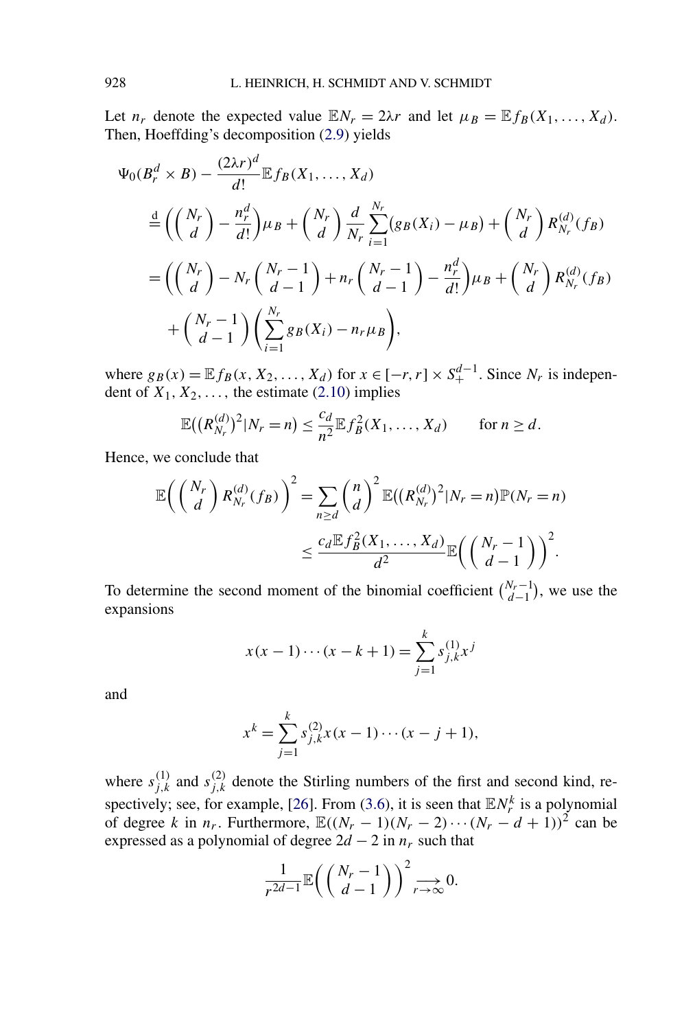Let $n_r$ denote the expected value $\mathbb{E}N_r = 2\lambda r$ and let $\mu_B = \mathbb{E} f_B(X_1, \dots, X_d)$. Then, Hoeffding's decomposition (2.9) yields

$$
\begin{aligned}
\Psi_0(B_r^d \times B) &- \frac{(2\lambda r)^d}{d!} \mathbb{E} f_B(X_1, \dots, X_d) \\
&\stackrel{\mathrm{d}}{=} \left( \binom{N_r}{d} - \frac{n_r^d}{d!} \right) \mu_B + \binom{N_r}{d} \frac{d}{N_r} \sum_{i=1}^{N_r} (g_B(X_i) - \mu_B) + \binom{N_r}{d} R_{N_r}^{(d)}(f_B) \\
&= \left( \binom{N_r}{d} - N_r \binom{N_r - 1}{d-1} + n_r \binom{N_r - 1}{d-1} - \frac{n_r^d}{d!} \right) \mu_B + \binom{N_r}{d} R_{N_r}^{(d)}(f_B) \\
&\quad + \binom{N_r - 1}{d-1} \left( \sum_{i=1}^{N_r} g_B(X_i) - n_r \mu_B \right),
\end{aligned}
$$

where $g_B(x) = \mathbb{E} f_B(x, X_2, \dots, X_d)$ for $x \in [-r, r] \times S_+^{d-1}$. Since $N_r$ is independent of $X_1, X_2, \dots$, the estimate (2.10) implies

$$
\mathbb{E}\big((R_{N_r}^{(d)})^2 | N_r = n\big) \le \frac{c_d}{n^2} \mathbb{E} f_B^2(X_1, \dots, X_d) \qquad \text{for } n \ge d.
$$

Hence, we conclude that

$$
\begin{aligned}
\mathbb{E}\left( \binom{N_r}{d} R_{N_r}^{(d)}(f_B) \right)^2 &= \sum_{n \ge d} \binom{n}{d}^2 \mathbb{E}\big((R_{N_r}^{(d)})^2 | N_r = n\big) \mathbb{P}(N_r = n) \\
&\le \frac{c_d \mathbb{E} f_B^2(X_1, \dots, X_d)}{d^2} \mathbb{E}\left( \binom{N_r - 1}{d-1} \right)^2.
\end{aligned}
$$

To determine the second moment of the binomial coefficient $\binom{N_r - 1}{d-1}$, we use the expansions

$$
x(x-1) \cdots (x-k+1) = \sum_{j=1}^{k} s_{j,k}^{(1)} x^j
$$

and

$$
x^k = \sum_{j=1}^{k} s_{j,k}^{(2)} x(x-1) \cdots (x-j+1),
$$

where $s_{j,k}^{(1)}$ and $s_{j,k}^{(2)}$ denote the Stirling numbers of the first and second kind, respectively; see, for example, [26]. From (3.6), it is seen that $\mathbb{E}N_r^k$ is a polynomial of degree $k$ in $n_r$. Furthermore, $\mathbb{E}((N_r - 1)(N_r - 2) \cdots (N_r - d + 1))^2$ can be expressed as a polynomial of degree $2d - 2$ in $n_r$ such that

$$
\frac{1}{r^{2d-1}} \mathbb{E}\left( \binom{N_r - 1}{d-1} \right)^2 \underset{r \to \infty}{\longrightarrow} 0.
$$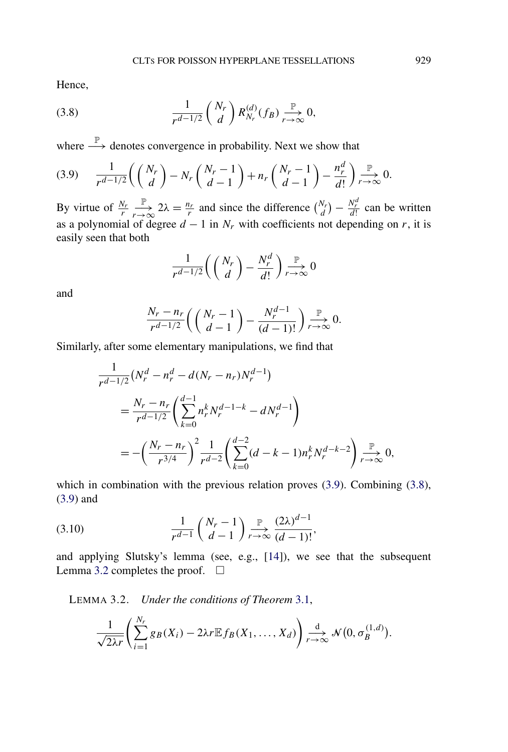Hence,

$$\frac{1}{r^{d-1/2}}\binom{N_r}{d} R_{N_r}^{(d)}(f_B) \xrightarrow[r\to\infty]{\mathbb{P}} 0, \tag{3.8}$$

where $\xrightarrow{\mathbb{P}}$ denotes convergence in probability. Next we show that

$$\frac{1}{r^{d-1/2}}\left(\binom{N_r}{d} - N_r\binom{N_r-1}{d-1} + n_r\binom{N_r-1}{d-1} - \frac{n_r^d}{d!}\right) \xrightarrow[r\to\infty]{\mathbb{P}} 0. \tag{3.9}$$

By virtue of $\frac{N_r}{r} \xrightarrow[r\to\infty]{\mathbb{P}} 2\lambda = \frac{n_r}{r}$ and since the difference $\binom{N_r}{d} - \frac{N_r^d}{d!}$ can be written as a polynomial of degree $d-1$ in $N_r$ with coefficients not depending on $r$, it is easily seen that both

$$\frac{1}{r^{d-1/2}}\left(\binom{N_r}{d} - \frac{N_r^d}{d!}\right) \xrightarrow[r\to\infty]{\mathbb{P}} 0$$

and

$$\frac{N_r - n_r}{r^{d-1/2}}\left(\binom{N_r-1}{d-1} - \frac{N_r^{d-1}}{(d-1)!}\right) \xrightarrow[r\to\infty]{\mathbb{P}} 0.$$

Similarly, after some elementary manipulations, we find that

$$\begin{aligned}
&\frac{1}{r^{d-1/2}}\left(N_r^d - n_r^d - d(N_r - n_r)N_r^{d-1}\right) \\
&\quad = \frac{N_r - n_r}{r^{d-1/2}}\left(\sum_{k=0}^{d-1} n_r^k N_r^{d-1-k} - dN_r^{d-1}\right) \\
&\quad = -\left(\frac{N_r - n_r}{r^{3/4}}\right)^2 \frac{1}{r^{d-2}}\left(\sum_{k=0}^{d-2}(d-k-1)n_r^k N_r^{d-k-2}\right) \xrightarrow[r\to\infty]{\mathbb{P}} 0,
\end{aligned}$$

which in combination with the previous relation proves (3.9). Combining (3.8), (3.9) and

$$\frac{1}{r^{d-1}}\binom{N_r-1}{d-1} \xrightarrow[r\to\infty]{\mathbb{P}} \frac{(2\lambda)^{d-1}}{(d-1)!}, \tag{3.10}$$

and applying Slutsky's lemma (see, e.g., [14]), we see that the subsequent Lemma 3.2 completes the proof. $\square$

LEMMA 3.2. *Under the conditions of Theorem 3.1,*

$$\frac{1}{\sqrt{2\lambda r}}\left(\sum_{i=1}^{N_r} g_B(X_i) - 2\lambda r\mathbb{E} f_B(X_1,\ldots,X_d)\right) \xrightarrow[r\to\infty]{\mathrm{d}} \mathcal{N}\left(0, \sigma_B^{(1,d)}\right).$$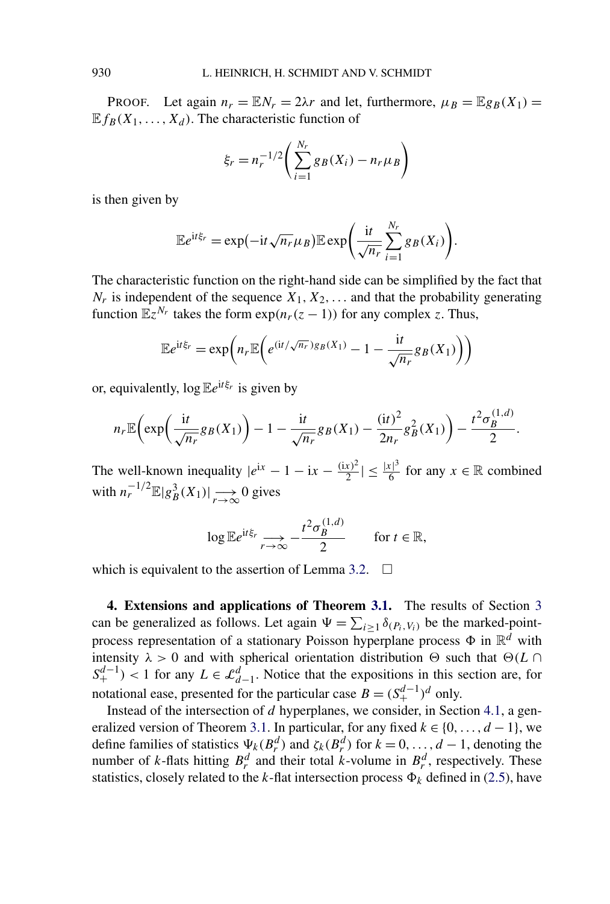PROOF. Let again $n_r = \mathbb{E}N_r = 2\lambda r$ and let, furthermore, $\mu_B = \mathbb{E}g_B(X_1) = \mathbb{E}f_B(X_1, \ldots, X_d)$. The characteristic function of

$$\xi_r = n_r^{-1/2}\left(\sum_{i=1}^{N_r} g_B(X_i) - n_r \mu_B\right)$$

is then given by

$$\mathbb{E}e^{\mathrm{i}t\xi_r} = \exp(-\mathrm{i}t\sqrt{n_r}\mu_B)\mathbb{E}\exp\left(\frac{\mathrm{i}t}{\sqrt{n_r}}\sum_{i=1}^{N_r} g_B(X_i)\right).$$

The characteristic function on the right-hand side can be simplified by the fact that $N_r$ is independent of the sequence $X_1, X_2, \ldots$ and that the probability generating function $\mathbb{E}z^{N_r}$ takes the form $\exp(n_r(z-1))$ for any complex $z$. Thus,

$$\mathbb{E}e^{\mathrm{i}t\xi_r} = \exp\left(n_r\mathbb{E}\left(e^{(\mathrm{i}t/\sqrt{n_r})g_B(X_1)} - 1 - \frac{\mathrm{i}t}{\sqrt{n_r}}g_B(X_1)\right)\right)$$

or, equivalently, $\log \mathbb{E}e^{\mathrm{i}t\xi_r}$ is given by

$$n_r\mathbb{E}\left(\exp\left(\frac{\mathrm{i}t}{\sqrt{n_r}}g_B(X_1)\right) - 1 - \frac{\mathrm{i}t}{\sqrt{n_r}}g_B(X_1) - \frac{(\mathrm{i}t)^2}{2n_r}g_B^2(X_1)\right) - \frac{t^2\sigma_B^{(1,d)}}{2}.$$

The well-known inequality $|e^{\mathrm{i}x} - 1 - \mathrm{i}x - \frac{(\mathrm{i}x)^2}{2}| \leq \frac{|x|^3}{6}$ for any $x \in \mathbb{R}$ combined with $n_r^{-1/2}\mathbb{E}|g_B^3(X_1)| \underset{r\to\infty}{\longrightarrow} 0$ gives

$$\log \mathbb{E}e^{\mathrm{i}t\xi_r} \underset{r\to\infty}{\longrightarrow} -\frac{t^2\sigma_B^{(1,d)}}{2} \qquad \text{for } t \in \mathbb{R},$$

which is equivalent to the assertion of Lemma 3.2. $\square$

## 4. Extensions and applications of Theorem 3.1.

The results of Section 3 can be generalized as follows. Let again $\Psi = \sum_{i\geq 1}\delta_{(P_i,V_i)}$ be the marked-point-process representation of a stationary Poisson hyperplane process $\Phi$ in $\mathbb{R}^d$ with intensity $\lambda > 0$ and with spherical orientation distribution $\Theta$ such that $\Theta(L \cap S_+^{d-1}) < 1$ for any $L \in \mathcal{L}_{d-1}^d$. Notice that the expositions in this section are, for notational ease, presented for the particular case $B = (S_+^{d-1})^d$ only.

Instead of the intersection of $d$ hyperplanes, we consider, in Section 4.1, a generalized version of Theorem 3.1. In particular, for any fixed $k \in \{0, \ldots, d-1\}$, we define families of statistics $\Psi_k(B_r^d)$ and $\zeta_k(B_r^d)$ for $k = 0, \ldots, d-1$, denoting the number of $k$-flats hitting $B_r^d$ and their total $k$-volume in $B_r^d$, respectively. These statistics, closely related to the $k$-flat intersection process $\Phi_k$ defined in (2.5), have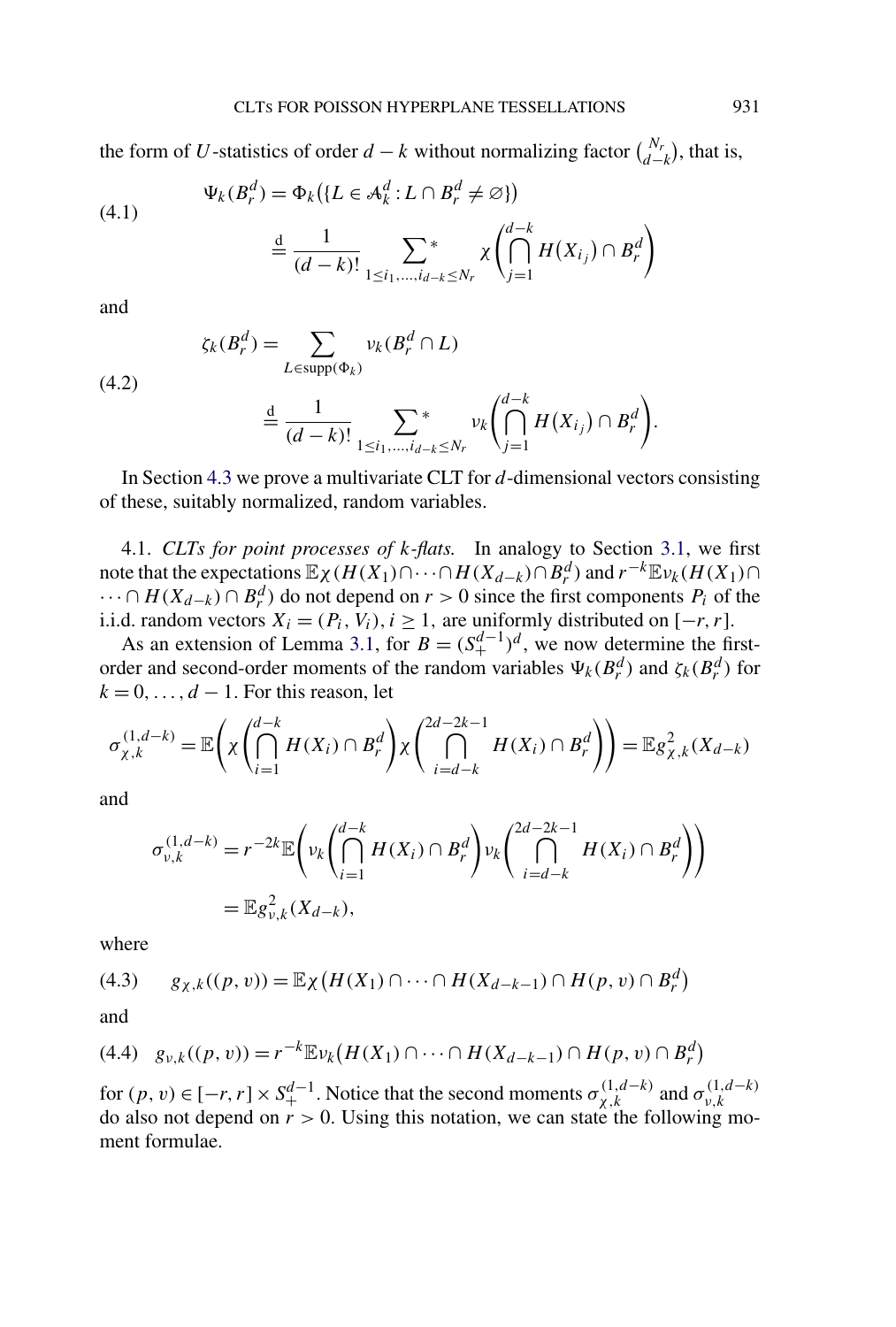the form of $U$-statistics of order $d-k$ without normalizing factor $\binom{N_r}{d-k}$, that is,

$$
\begin{aligned}
\Psi_k(B_r^d) &= \Phi_k(\{L \in \mathcal{A}_k^d : L \cap B_r^d \neq \varnothing\}) \\
&\stackrel{\mathrm{d}}{=} \frac{1}{(d-k)!} \sum_{1 \le i_1, \dots, i_{d-k} \le N_r}^{*} \chi\left(\bigcap_{j=1}^{d-k} H(X_{i_j}) \cap B_r^d\right)
\end{aligned}
\tag{4.1}
$$

and

$$
\begin{aligned}
\zeta_k(B_r^d) &= \sum_{L \in \operatorname{supp}(\Phi_k)} \nu_k(B_r^d \cap L) \\
&\stackrel{\mathrm{d}}{=} \frac{1}{(d-k)!} \sum_{1 \le i_1, \dots, i_{d-k} \le N_r}^{*} \nu_k\left(\bigcap_{j=1}^{d-k} H(X_{i_j}) \cap B_r^d\right).
\end{aligned}
\tag{4.2}
$$

In Section 4.3 we prove a multivariate CLT for $d$-dimensional vectors consisting of these, suitably normalized, random variables.

4.1. *CLTs for point processes of $k$-flats.* In analogy to Section 3.1, we first note that the expectations $\mathbb{E}\chi(H(X_1) \cap \cdots \cap H(X_{d-k}) \cap B_r^d)$ and $r^{-k}\mathbb{E}\nu_k(H(X_1) \cap \cdots \cap H(X_{d-k}) \cap B_r^d)$ do not depend on $r > 0$ since the first components $P_i$ of the i.i.d. random vectors $X_i = (P_i, V_i)$, $i \ge 1$, are uniformly distributed on $[-r, r]$.

As an extension of Lemma 3.1, for $B = (S_+^{d-1})^d$, we now determine the first-order and second-order moments of the random variables $\Psi_k(B_r^d)$ and $\zeta_k(B_r^d)$ for $k = 0, \dots, d-1$. For this reason, let

$$
\sigma_{\chi,k}^{(1,d-k)} = \mathbb{E}\left(\chi\left(\bigcap_{i=1}^{d-k} H(X_i) \cap B_r^d\right) \chi\left(\bigcap_{i=d-k}^{2d-2k-1} H(X_i) \cap B_r^d\right)\right) = \mathbb{E}g_{\chi,k}^2(X_{d-k})
$$

and

$$
\begin{aligned}
\sigma_{\nu,k}^{(1,d-k)} &= r^{-2k}\mathbb{E}\left(\nu_k\left(\bigcap_{i=1}^{d-k} H(X_i) \cap B_r^d\right) \nu_k\left(\bigcap_{i=d-k}^{2d-2k-1} H(X_i) \cap B_r^d\right)\right) \\
&= \mathbb{E}g_{\nu,k}^2(X_{d-k}),
\end{aligned}
$$

where

$$
g_{\chi,k}((p,v)) = \mathbb{E}\chi\big(H(X_1) \cap \cdots \cap H(X_{d-k-1}) \cap H(p,v) \cap B_r^d\big) \tag{4.3}
$$

and

$$
g_{\nu,k}((p,v)) = r^{-k}\mathbb{E}\nu_k\big(H(X_1) \cap \cdots \cap H(X_{d-k-1}) \cap H(p,v) \cap B_r^d\big) \tag{4.4}
$$

for $(p,v) \in [-r,r] \times S_+^{d-1}$. Notice that the second moments $\sigma_{\chi,k}^{(1,d-k)}$ and $\sigma_{\nu,k}^{(1,d-k)}$ do also not depend on $r > 0$. Using this notation, we can state the following moment formulae.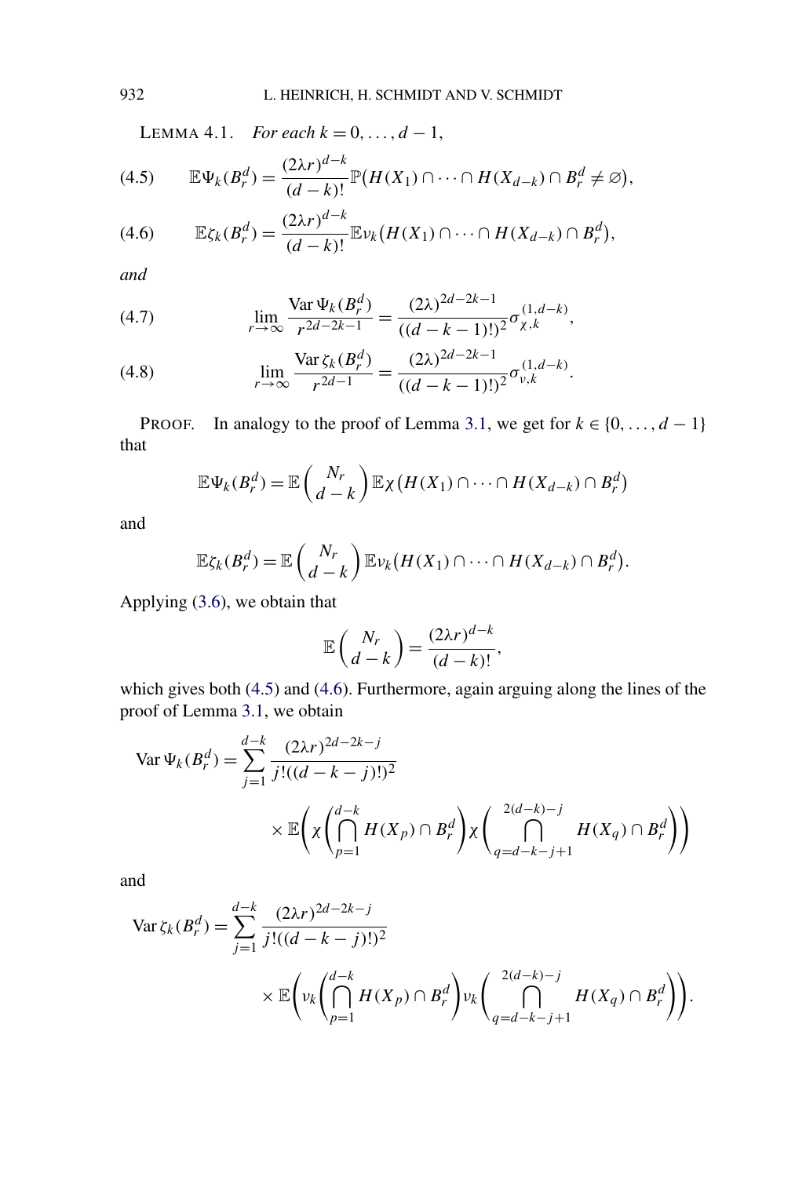LEMMA 4.1. *For each* $k = 0, \ldots, d-1$,

$$\mathbb{E}\Psi_k(B_r^d) = \frac{(2\lambda r)^{d-k}}{(d-k)!}\mathbb{P}\big(H(X_1) \cap \cdots \cap H(X_{d-k}) \cap B_r^d \neq \varnothing\big), \tag{4.5}$$

$$\mathbb{E}\zeta_k(B_r^d) = \frac{(2\lambda r)^{d-k}}{(d-k)!}\mathbb{E}\nu_k\big(H(X_1) \cap \cdots \cap H(X_{d-k}) \cap B_r^d\big), \tag{4.6}$$

*and*

$$\lim_{r\to\infty} \frac{\operatorname{Var}\Psi_k(B_r^d)}{r^{2d-2k-1}} = \frac{(2\lambda)^{2d-2k-1}}{((d-k-1)!)^2}\sigma_{\chi,k}^{(1,d-k)}, \tag{4.7}$$

$$\lim_{r\to\infty} \frac{\operatorname{Var}\zeta_k(B_r^d)}{r^{2d-1}} = \frac{(2\lambda)^{2d-2k-1}}{((d-k-1)!)^2}\sigma_{\nu,k}^{(1,d-k)}. \tag{4.8}$$

PROOF. In analogy to the proof of Lemma 3.1, we get for $k \in \{0, \ldots, d-1\}$ that

$$\mathbb{E}\Psi_k(B_r^d) = \mathbb{E}\binom{N_r}{d-k}\mathbb{E}\chi\big(H(X_1) \cap \cdots \cap H(X_{d-k}) \cap B_r^d\big)$$

and

$$\mathbb{E}\zeta_k(B_r^d) = \mathbb{E}\binom{N_r}{d-k}\mathbb{E}\nu_k\big(H(X_1) \cap \cdots \cap H(X_{d-k}) \cap B_r^d\big).$$

Applying (3.6), we obtain that

$$\mathbb{E}\binom{N_r}{d-k} = \frac{(2\lambda r)^{d-k}}{(d-k)!},$$

which gives both (4.5) and (4.6). Furthermore, again arguing along the lines of the proof of Lemma 3.1, we obtain

$$\operatorname{Var}\Psi_k(B_r^d) = \sum_{j=1}^{d-k} \frac{(2\lambda r)^{2d-2k-j}}{j!((d-k-j)!)^2} \times \mathbb{E}\left(\chi\left(\bigcap_{p=1}^{d-k} H(X_p) \cap B_r^d\right)\chi\left(\bigcap_{q=d-k-j+1}^{2(d-k)-j} H(X_q) \cap B_r^d\right)\right)$$

and

$$\operatorname{Var}\zeta_k(B_r^d) = \sum_{j=1}^{d-k} \frac{(2\lambda r)^{2d-2k-j}}{j!((d-k-j)!)^2} \times \mathbb{E}\left(\nu_k\left(\bigcap_{p=1}^{d-k} H(X_p) \cap B_r^d\right)\nu_k\left(\bigcap_{q=d-k-j+1}^{2(d-k)-j} H(X_q) \cap B_r^d\right)\right).$$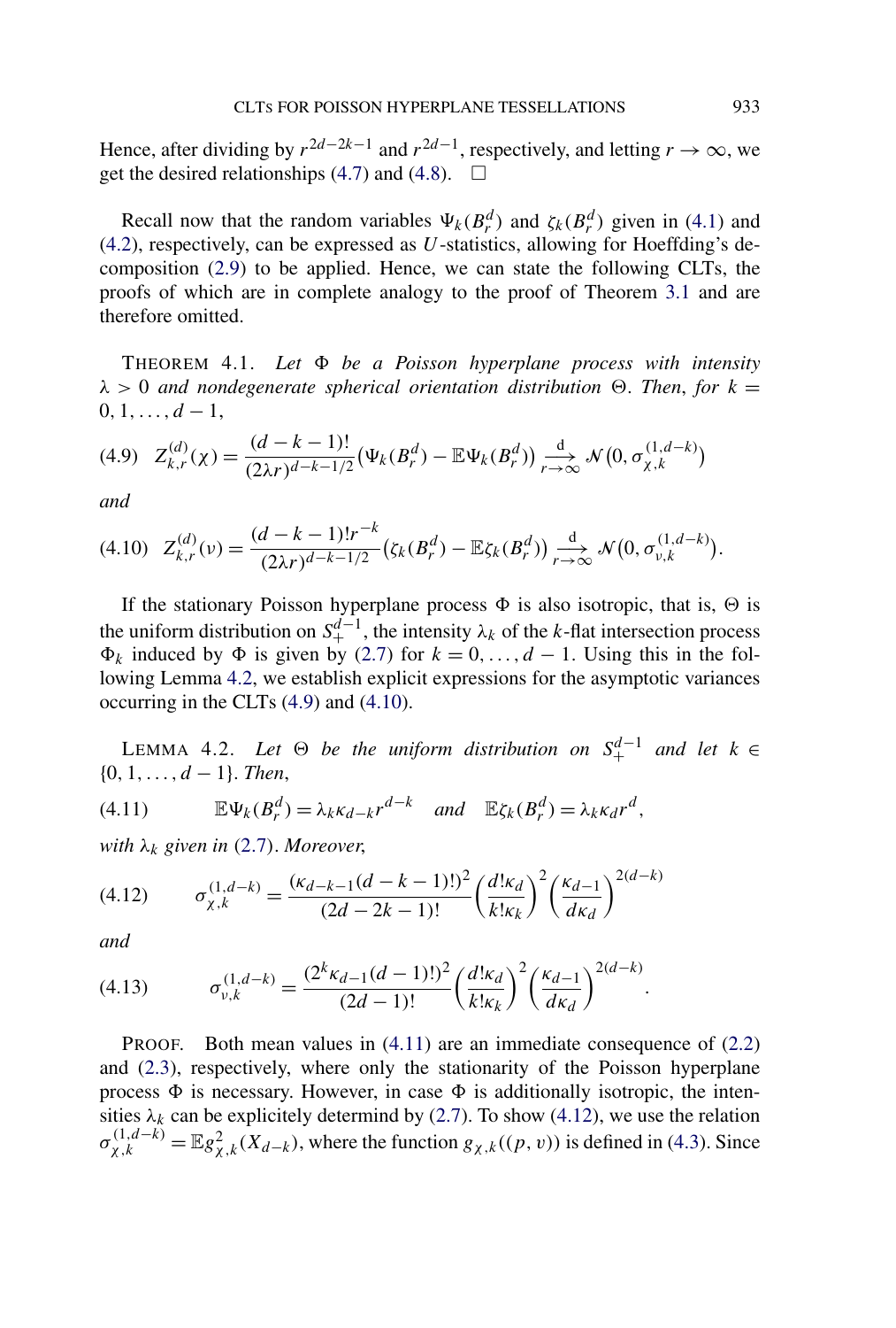Hence, after dividing by $r^{2d-2k-1}$ and $r^{2d-1}$, respectively, and letting $r \to \infty$, we get the desired relationships (4.7) and (4.8). $\square$

Recall now that the random variables $\Psi_k(B_r^d)$ and $\zeta_k(B_r^d)$ given in (4.1) and (4.2), respectively, can be expressed as $U$-statistics, allowing for Hoeffding's decomposition (2.9) to be applied. Hence, we can state the following CLTs, the proofs of which are in complete analogy to the proof of Theorem 3.1 and are therefore omitted.

THEOREM 4.1. *Let $\Phi$ be a Poisson hyperplane process with intensity $\lambda > 0$ and nondegenerate spherical orientation distribution $\Theta$. Then, for $k = 0, 1, \ldots, d-1$,*

$$Z_{k,r}^{(d)}(\chi) = \frac{(d-k-1)!}{(2\lambda r)^{d-k-1/2}} \big(\Psi_k(B_r^d) - \mathbb{E}\Psi_k(B_r^d)\big) \xrightarrow[r\to\infty]{\mathrm{d}} \mathcal{N}\big(0, \sigma_{\chi,k}^{(1,d-k)}\big) \tag{4.9}$$

*and*

$$Z_{k,r}^{(d)}(\nu) = \frac{(d-k-1)! r^{-k}}{(2\lambda r)^{d-k-1/2}} \big(\zeta_k(B_r^d) - \mathbb{E}\zeta_k(B_r^d)\big) \xrightarrow[r\to\infty]{\mathrm{d}} \mathcal{N}\big(0, \sigma_{\nu,k}^{(1,d-k)}\big). \tag{4.10}$$

If the stationary Poisson hyperplane process $\Phi$ is also isotropic, that is, $\Theta$ is the uniform distribution on $S_+^{d-1}$, the intensity $\lambda_k$ of the $k$-flat intersection process $\Phi_k$ induced by $\Phi$ is given by (2.7) for $k = 0, \ldots, d-1$. Using this in the following Lemma 4.2, we establish explicit expressions for the asymptotic variances occurring in the CLTs (4.9) and (4.10).

LEMMA 4.2. *Let $\Theta$ be the uniform distribution on $S_+^{d-1}$ and let $k \in \{0, 1, \ldots, d-1\}$. Then,*

$$\mathbb{E}\Psi_k(B_r^d) = \lambda_k \kappa_{d-k} r^{d-k} \quad \text{and} \quad \mathbb{E}\zeta_k(B_r^d) = \lambda_k \kappa_d r^d, \tag{4.11}$$

*with $\lambda_k$ given in (2.7). Moreover,*

$$\sigma_{\chi,k}^{(1,d-k)} = \frac{(\kappa_{d-k-1}(d-k-1)!)^2}{(2d-2k-1)!} \left(\frac{d!\kappa_d}{k!\kappa_k}\right)^2 \left(\frac{\kappa_{d-1}}{d\kappa_d}\right)^{2(d-k)} \tag{4.12}$$

*and*

$$\sigma_{\nu,k}^{(1,d-k)} = \frac{(2^k \kappa_{d-1}(d-1)!)^2}{(2d-1)!} \left(\frac{d!\kappa_d}{k!\kappa_k}\right)^2 \left(\frac{\kappa_{d-1}}{d\kappa_d}\right)^{2(d-k)}. \tag{4.13}$$

PROOF. Both mean values in (4.11) are an immediate consequence of (2.2) and (2.3), respectively, where only the stationarity of the Poisson hyperplane process $\Phi$ is necessary. However, in case $\Phi$ is additionally isotropic, the intensities $\lambda_k$ can be explicitely determind by (2.7). To show (4.12), we use the relation $\sigma_{\chi,k}^{(1,d-k)} = \mathbb{E}g_{\chi,k}^2(X_{d-k})$, where the function $g_{\chi,k}((p,v))$ is defined in (4.3). Since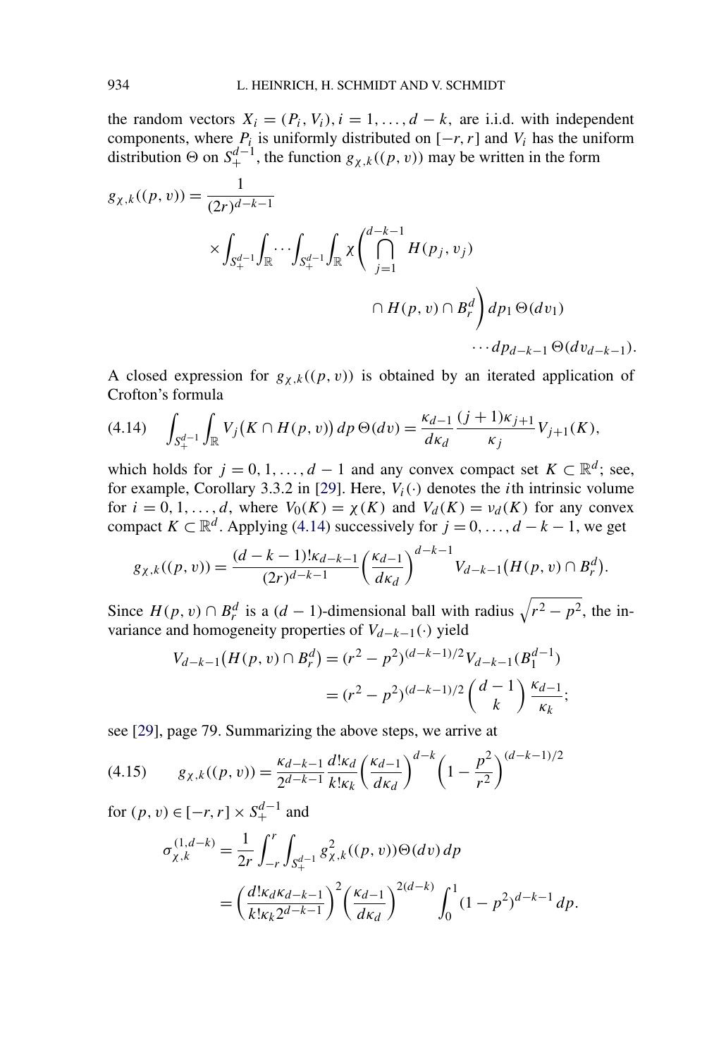the random vectors $X_i = (P_i, V_i), i = 1, \dots, d-k$, are i.i.d. with independent components, where $P_i$ is uniformly distributed on $[-r, r]$ and $V_i$ has the uniform distribution $\Theta$ on $S_+^{d-1}$, the function $g_{\chi,k}((p,v))$ may be written in the form

$$
\begin{aligned}
g_{\chi,k}((p,v)) = {} & \frac{1}{(2r)^{d-k-1}} \\
& \times \int_{S_+^{d-1}} \int_{\mathbb{R}} \cdots \int_{S_+^{d-1}} \int_{\mathbb{R}} \chi\Biggl( \bigcap_{j=1}^{d-k-1} H(p_j, v_j) \\
& \qquad \cap H(p,v) \cap B_r^d \Biggr) \, dp_1 \, \Theta(dv_1) \\
& \qquad \cdots dp_{d-k-1} \, \Theta(dv_{d-k-1}).
\end{aligned}
$$

A closed expression for $g_{\chi,k}((p,v))$ is obtained by an iterated application of Crofton's formula

$$
\int_{S_+^{d-1}} \int_{\mathbb{R}} V_j\bigl(K \cap H(p,v)\bigr) \, dp \, \Theta(dv) = \frac{\kappa_{d-1}}{d\kappa_d} \frac{(j+1)\kappa_{j+1}}{\kappa_j} V_{j+1}(K), \tag{4.14}
$$

which holds for $j = 0, 1, \dots, d-1$ and any convex compact set $K \subset \mathbb{R}^d$; see, for example, Corollary 3.3.2 in [29]. Here, $V_i(\cdot)$ denotes the $i$th intrinsic volume for $i = 0, 1, \dots, d$, where $V_0(K) = \chi(K)$ and $V_d(K) = \nu_d(K)$ for any convex compact $K \subset \mathbb{R}^d$. Applying (4.14) successively for $j = 0, \dots, d-k-1$, we get

$$
g_{\chi,k}((p,v)) = \frac{(d-k-1)!\kappa_{d-k-1}}{(2r)^{d-k-1}} \left( \frac{\kappa_{d-1}}{d\kappa_d} \right)^{d-k-1} V_{d-k-1}\bigl(H(p,v) \cap B_r^d\bigr).
$$

Since $H(p,v) \cap B_r^d$ is a $(d-1)$-dimensional ball with radius $\sqrt{r^2 - p^2}$, the invariance and homogeneity properties of $V_{d-k-1}(\cdot)$ yield

$$
\begin{aligned}
V_{d-k-1}\bigl(H(p,v) \cap B_r^d\bigr) &= (r^2 - p^2)^{(d-k-1)/2} V_{d-k-1}(B_1^{d-1}) \\
&= (r^2 - p^2)^{(d-k-1)/2} \binom{d-1}{k} \frac{\kappa_{d-1}}{\kappa_k};
\end{aligned}
$$

see [29], page 79. Summarizing the above steps, we arrive at

$$
g_{\chi,k}((p,v)) = \frac{\kappa_{d-k-1}}{2^{d-k-1}} \frac{d!\kappa_d}{k!\kappa_k} \left( \frac{\kappa_{d-1}}{d\kappa_d} \right)^{d-k} \left( 1 - \frac{p^2}{r^2} \right)^{(d-k-1)/2} \tag{4.15}
$$

for $(p,v) \in [-r, r] \times S_+^{d-1}$ and

$$
\begin{aligned}
\sigma_{\chi,k}^{(1,d-k)} &= \frac{1}{2r} \int_{-r}^{r} \int_{S_+^{d-1}} g_{\chi,k}^2((p,v)) \Theta(dv) \, dp \\
&= \left( \frac{d!\kappa_d \kappa_{d-k-1}}{k!\kappa_k 2^{d-k-1}} \right)^2 \left( \frac{\kappa_{d-1}}{d\kappa_d} \right)^{2(d-k)} \int_0^1 (1 - p^2)^{d-k-1} \, dp.
\end{aligned}
$$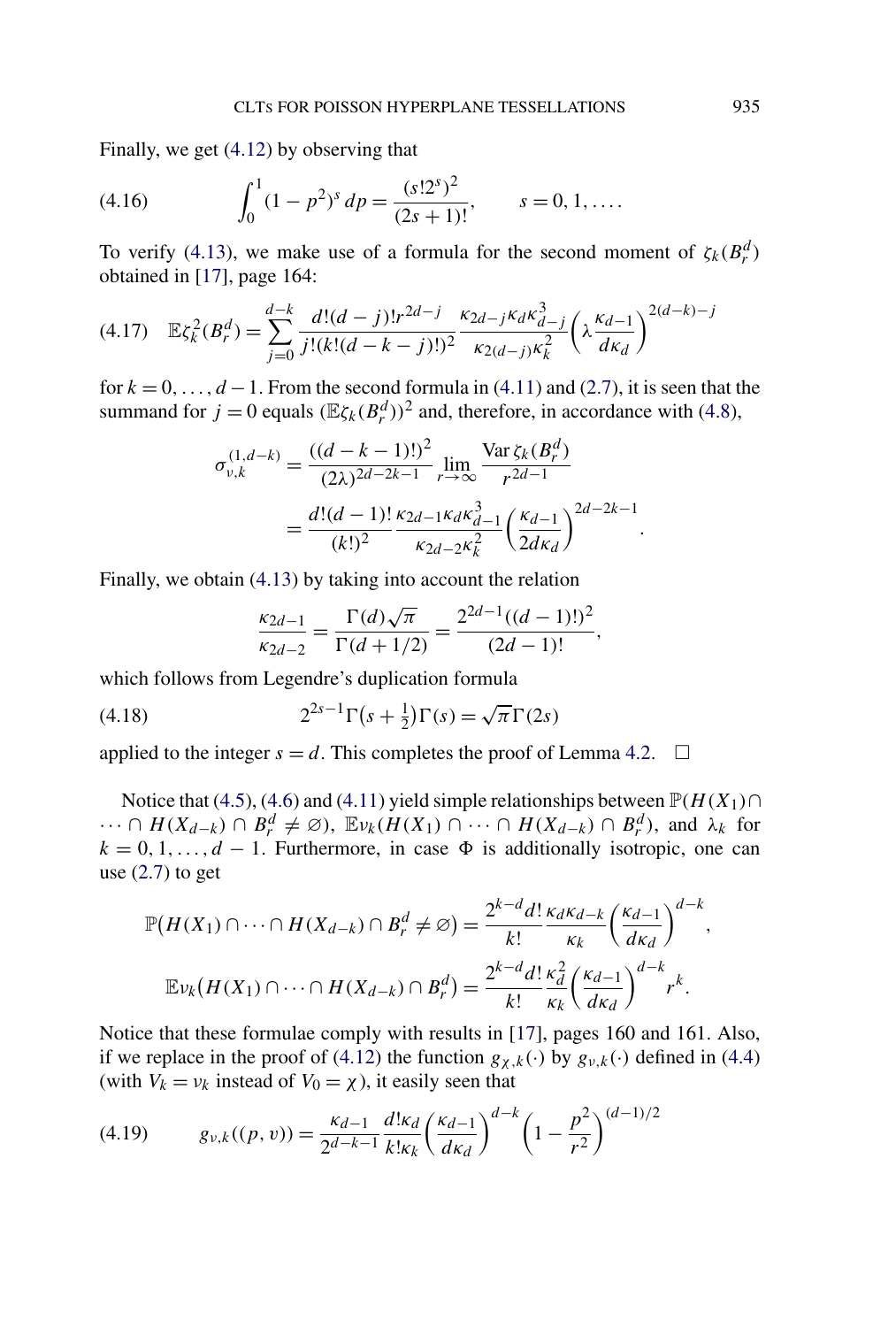Finally, we get (4.12) by observing that

$$\int_0^1 (1-p^2)^s \, dp = \frac{(s!2^s)^2}{(2s+1)!}, \qquad s = 0, 1, \ldots. \tag{4.16}$$

To verify (4.13), we make use of a formula for the second moment of $\zeta_k(B_r^d)$ obtained in [17], page 164:

$$\mathbb{E}\zeta_k^2(B_r^d) = \sum_{j=0}^{d-k} \frac{d!(d-j)!r^{2d-j}}{j!(k!(d-k-j)!)^2} \frac{\kappa_{2d-j}\kappa_d\kappa_{d-j}^3}{\kappa_{2(d-j)}\kappa_k^2}\left(\lambda \frac{\kappa_{d-1}}{d\kappa_d}\right)^{2(d-k)-j} \tag{4.17}$$

for $k = 0, \ldots, d-1$. From the second formula in (4.11) and (2.7), it is seen that the summand for $j = 0$ equals $(\mathbb{E}\zeta_k(B_r^d))^2$ and, therefore, in accordance with (4.8),

$$\begin{aligned}
\sigma_{\nu,k}^{(1,d-k)} &= \frac{((d-k-1)!)^2}{(2\lambda)^{2d-2k-1}} \lim_{r\to\infty} \frac{\operatorname{Var}\zeta_k(B_r^d)}{r^{2d-1}} \\
&= \frac{d!(d-1)!}{(k!)^2} \frac{\kappa_{2d-1}\kappa_d\kappa_{d-1}^3}{\kappa_{2d-2}\kappa_k^2}\left(\frac{\kappa_{d-1}}{2d\kappa_d}\right)^{2d-2k-1}.
\end{aligned}$$

Finally, we obtain (4.13) by taking into account the relation

$$\frac{\kappa_{2d-1}}{\kappa_{2d-2}} = \frac{\Gamma(d)\sqrt{\pi}}{\Gamma(d+1/2)} = \frac{2^{2d-1}((d-1)!)^2}{(2d-1)!},$$

which follows from Legendre's duplication formula

$$2^{2s-1}\Gamma\left(s+\tfrac{1}{2}\right)\Gamma(s) = \sqrt{\pi}\,\Gamma(2s) \tag{4.18}$$

applied to the integer $s = d$. This completes the proof of Lemma 4.2. $\square$

Notice that (4.5), (4.6) and (4.11) yield simple relationships between $\mathbb{P}(H(X_1) \cap \cdots \cap H(X_{d-k}) \cap B_r^d \neq \varnothing)$, $\mathbb{E}\nu_k(H(X_1) \cap \cdots \cap H(X_{d-k}) \cap B_r^d)$, and $\lambda_k$ for $k = 0, 1, \ldots, d-1$. Furthermore, in case $\Phi$ is additionally isotropic, one can use (2.7) to get

$$\mathbb{P}\big(H(X_1) \cap \cdots \cap H(X_{d-k}) \cap B_r^d \neq \varnothing\big) = \frac{2^{k-d}d!}{k!}\frac{\kappa_d\kappa_{d-k}}{\kappa_k}\left(\frac{\kappa_{d-1}}{d\kappa_d}\right)^{d-k},$$

$$\mathbb{E}\nu_k\big(H(X_1) \cap \cdots \cap H(X_{d-k}) \cap B_r^d\big) = \frac{2^{k-d}d!}{k!}\frac{\kappa_d^2}{\kappa_k}\left(\frac{\kappa_{d-1}}{d\kappa_d}\right)^{d-k} r^k.$$

Notice that these formulae comply with results in [17], pages 160 and 161. Also, if we replace in the proof of (4.12) the function $g_{\chi,k}(\cdot)$ by $g_{\nu,k}(\cdot)$ defined in (4.4) (with $V_k = \nu_k$ instead of $V_0 = \chi$), it easily seen that

$$g_{\nu,k}((p,v)) = \frac{\kappa_{d-1}}{2^{d-k-1}} \frac{d!\kappa_d}{k!\kappa_k}\left(\frac{\kappa_{d-1}}{d\kappa_d}\right)^{d-k}\left(1 - \frac{p^2}{r^2}\right)^{(d-1)/2} \tag{4.19}$$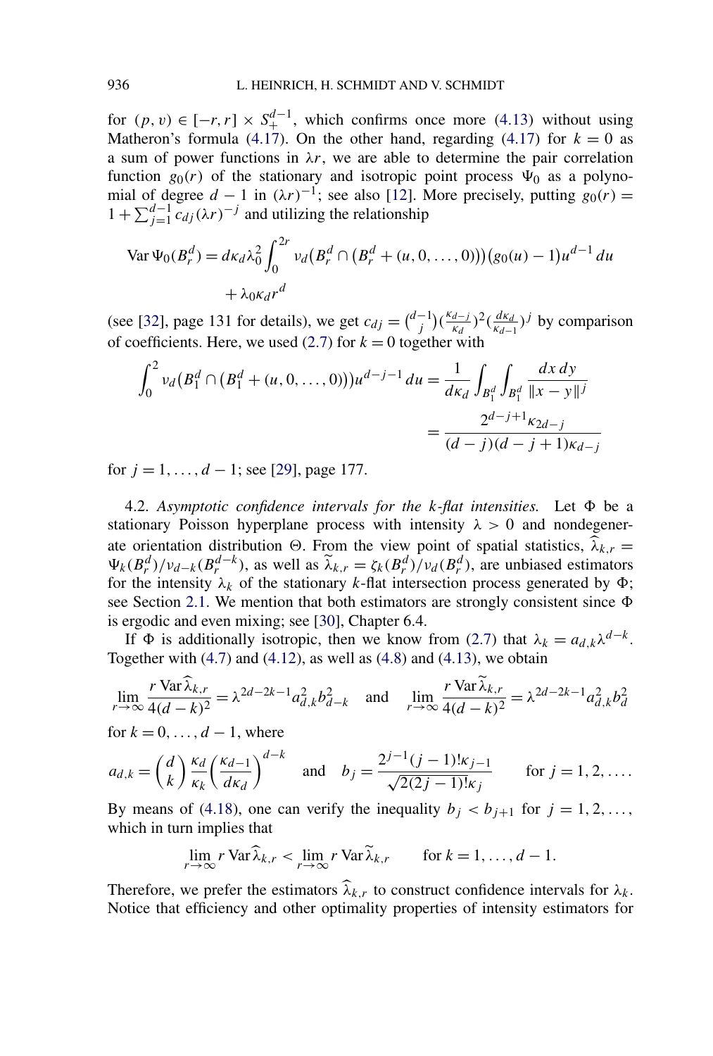for $(p, v) \in [-r, r] \times S_+^{d-1}$, which confirms once more (4.13) without using Matheron's formula (4.17). On the other hand, regarding (4.17) for $k = 0$ as a sum of power functions in $\lambda r$, we are able to determine the pair correlation function $g_0(r)$ of the stationary and isotropic point process $\Psi_0$ as a polynomial of degree $d-1$ in $(\lambda r)^{-1}$; see also [12]. More precisely, putting $g_0(r) = 1 + \sum_{j=1}^{d-1} c_{dj} (\lambda r)^{-j}$ and utilizing the relationship

$$\operatorname{Var} \Psi_0(B_r^d) = d\kappa_d \lambda_0^2 \int_0^{2r} \nu_d\big(B_r^d \cap (B_r^d + (u, 0, \dots, 0))\big)\big(g_0(u) - 1\big) u^{d-1}\, du + \lambda_0 \kappa_d r^d$$

(see [32], page 131 for details), we get $c_{dj} = \binom{d-1}{j} (\frac{\kappa_{d-j}}{\kappa_d})^2 (\frac{d\kappa_d}{\kappa_{d-1}})^j$ by comparison of coefficients. Here, we used (2.7) for $k = 0$ together with

$$\int_0^2 \nu_d\big(B_1^d \cap (B_1^d + (u, 0, \dots, 0))\big) u^{d-j-1}\, du = \frac{1}{d\kappa_d} \int_{B_1^d} \int_{B_1^d} \frac{dx\, dy}{\|x - y\|^j} = \frac{2^{d-j+1} \kappa_{2d-j}}{(d-j)(d-j+1)\kappa_{d-j}}$$

for $j = 1, \dots, d-1$; see [29], page 177.

4.2. *Asymptotic confidence intervals for the k-flat intensities.* Let $\Phi$ be a stationary Poisson hyperplane process with intensity $\lambda > 0$ and nondegenerate orientation distribution $\Theta$. From the view point of spatial statistics, $\widehat{\lambda}_{k,r} = \Psi_k(B_r^d)/\nu_{d-k}(B_r^{d-k})$, as well as $\widetilde{\lambda}_{k,r} = \zeta_k(B_r^d)/\nu_d(B_r^d)$, are unbiased estimators for the intensity $\lambda_k$ of the stationary $k$-flat intersection process generated by $\Phi$; see Section 2.1. We mention that both estimators are strongly consistent since $\Phi$ is ergodic and even mixing; see [30], Chapter 6.4.

If $\Phi$ is additionally isotropic, then we know from (2.7) that $\lambda_k = a_{d,k} \lambda^{d-k}$. Together with (4.7) and (4.12), as well as (4.8) and (4.13), we obtain

$$\lim_{r\to\infty} \frac{r \operatorname{Var} \widehat{\lambda}_{k,r}}{4(d-k)^2} = \lambda^{2d-2k-1} a_{d,k}^2 b_{d-k}^2 \quad \text{and} \quad \lim_{r\to\infty} \frac{r \operatorname{Var} \widetilde{\lambda}_{k,r}}{4(d-k)^2} = \lambda^{2d-2k-1} a_{d,k}^2 b_d^2$$

for $k = 0, \dots, d-1$, where

$$a_{d,k} = \binom{d}{k} \frac{\kappa_d}{\kappa_k} \left(\frac{\kappa_{d-1}}{d\kappa_d}\right)^{d-k} \quad \text{and} \quad b_j = \frac{2^{j-1}(j-1)!\,\kappa_{j-1}}{\sqrt{2(2j-1)!}\,\kappa_j} \qquad \text{for } j = 1, 2, \dots.$$

By means of (4.18), one can verify the inequality $b_j < b_{j+1}$ for $j = 1, 2, \dots$, which in turn implies that

$$\lim_{r\to\infty} r \operatorname{Var} \widehat{\lambda}_{k,r} < \lim_{r\to\infty} r \operatorname{Var} \widetilde{\lambda}_{k,r} \qquad \text{for } k = 1, \dots, d-1.$$

Therefore, we prefer the estimators $\widehat{\lambda}_{k,r}$ to construct confidence intervals for $\lambda_k$. Notice that efficiency and other optimality properties of intensity estimators for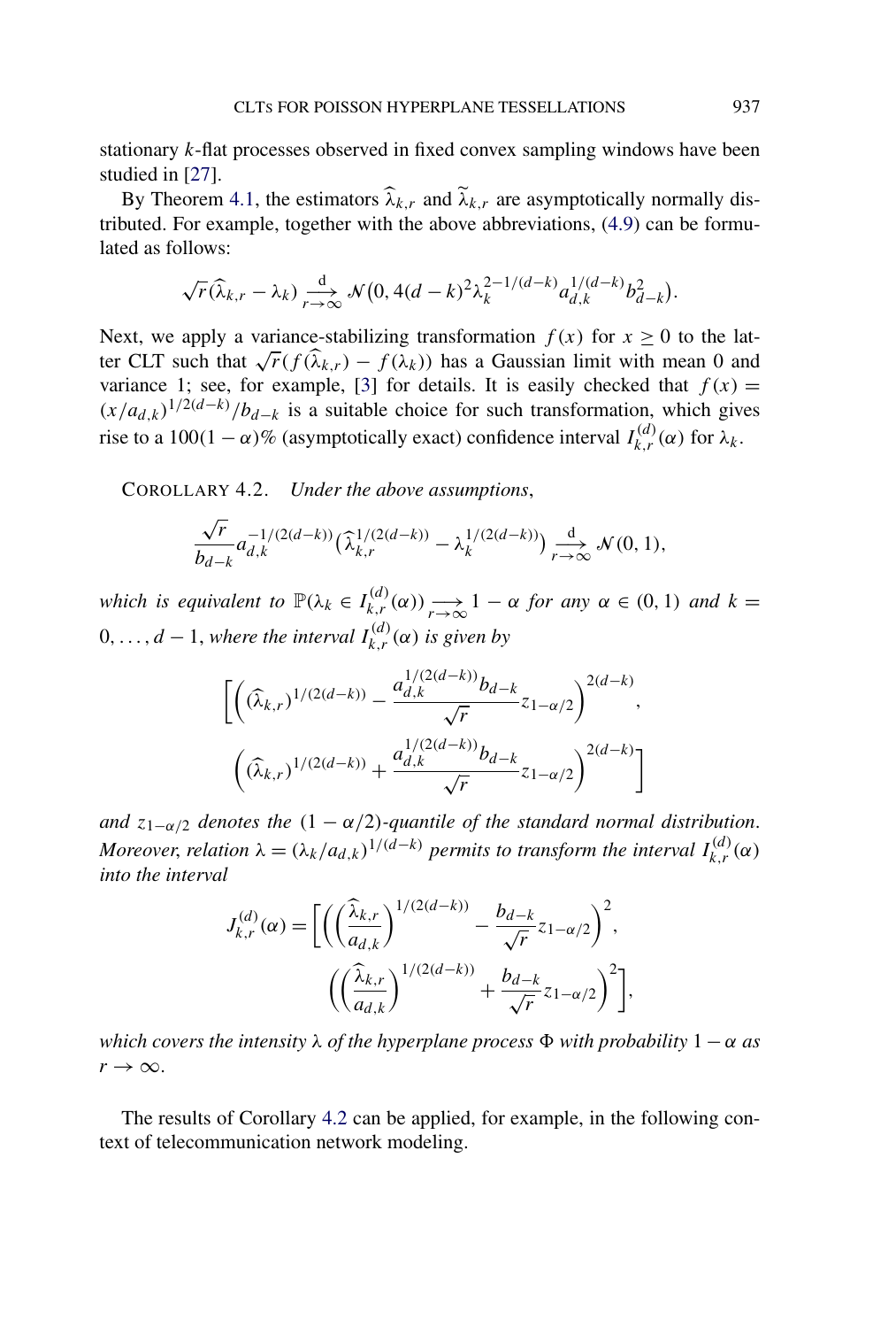stationary $k$-flat processes observed in fixed convex sampling windows have been studied in [27].

By Theorem 4.1, the estimators $\widehat{\lambda}_{k,r}$ and $\widetilde{\lambda}_{k,r}$ are asymptotically normally distributed. For example, together with the above abbreviations, (4.9) can be formulated as follows:

$$\sqrt{r}(\widehat{\lambda}_{k,r} - \lambda_k) \xrightarrow[r\to\infty]{\mathrm{d}} \mathcal{N}\big(0, 4(d-k)^2 \lambda_k^{2-1/(d-k)} a_{d,k}^{1/(d-k)} b_{d-k}^2\big).$$

Next, we apply a variance-stabilizing transformation $f(x)$ for $x \geq 0$ to the latter CLT such that $\sqrt{r}(f(\widehat{\lambda}_{k,r}) - f(\lambda_k))$ has a Gaussian limit with mean 0 and variance 1; see, for example, [3] for details. It is easily checked that $f(x) = (x/a_{d,k})^{1/2(d-k)}/b_{d-k}$ is a suitable choice for such transformation, which gives rise to a $100(1-\alpha)\%$ (asymptotically exact) confidence interval $I_{k,r}^{(d)}(\alpha)$ for $\lambda_k$.

COROLLARY 4.2. *Under the above assumptions*,

$$\frac{\sqrt{r}}{b_{d-k}} a_{d,k}^{-1/(2(d-k))} \big(\widehat{\lambda}_{k,r}^{1/(2(d-k))} - \lambda_k^{1/(2(d-k))}\big) \xrightarrow[r\to\infty]{\mathrm{d}} \mathcal{N}(0,1),$$

*which is equivalent to* $\mathbb{P}(\lambda_k \in I_{k,r}^{(d)}(\alpha)) \xrightarrow[r\to\infty]{} 1-\alpha$ *for any* $\alpha \in (0,1)$ *and* $k = 0,\dots,d-1$, *where the interval* $I_{k,r}^{(d)}(\alpha)$ *is given by*

$$\bigg[\bigg((\widehat{\lambda}_{k,r})^{1/(2(d-k))} - \frac{a_{d,k}^{1/(2(d-k))} b_{d-k}}{\sqrt{r}} z_{1-\alpha/2}\bigg)^{2(d-k)},$$
$$\bigg((\widehat{\lambda}_{k,r})^{1/(2(d-k))} + \frac{a_{d,k}^{1/(2(d-k))} b_{d-k}}{\sqrt{r}} z_{1-\alpha/2}\bigg)^{2(d-k)}\bigg]$$

*and* $z_{1-\alpha/2}$ *denotes the* $(1-\alpha/2)$-*quantile of the standard normal distribution. Moreover, relation* $\lambda = (\lambda_k/a_{d,k})^{1/(d-k)}$ *permits to transform the interval* $I_{k,r}^{(d)}(\alpha)$ *into the interval*

$$J_{k,r}^{(d)}(\alpha) = \bigg[\bigg(\bigg(\frac{\widehat{\lambda}_{k,r}}{a_{d,k}}\bigg)^{1/(2(d-k))} - \frac{b_{d-k}}{\sqrt{r}} z_{1-\alpha/2}\bigg)^2,$$
$$\bigg(\bigg(\frac{\widehat{\lambda}_{k,r}}{a_{d,k}}\bigg)^{1/(2(d-k))} + \frac{b_{d-k}}{\sqrt{r}} z_{1-\alpha/2}\bigg)^2\bigg],$$

*which covers the intensity* $\lambda$ *of the hyperplane process* $\Phi$ *with probability* $1-\alpha$ *as* $r \to \infty$.

The results of Corollary 4.2 can be applied, for example, in the following context of telecommunication network modeling.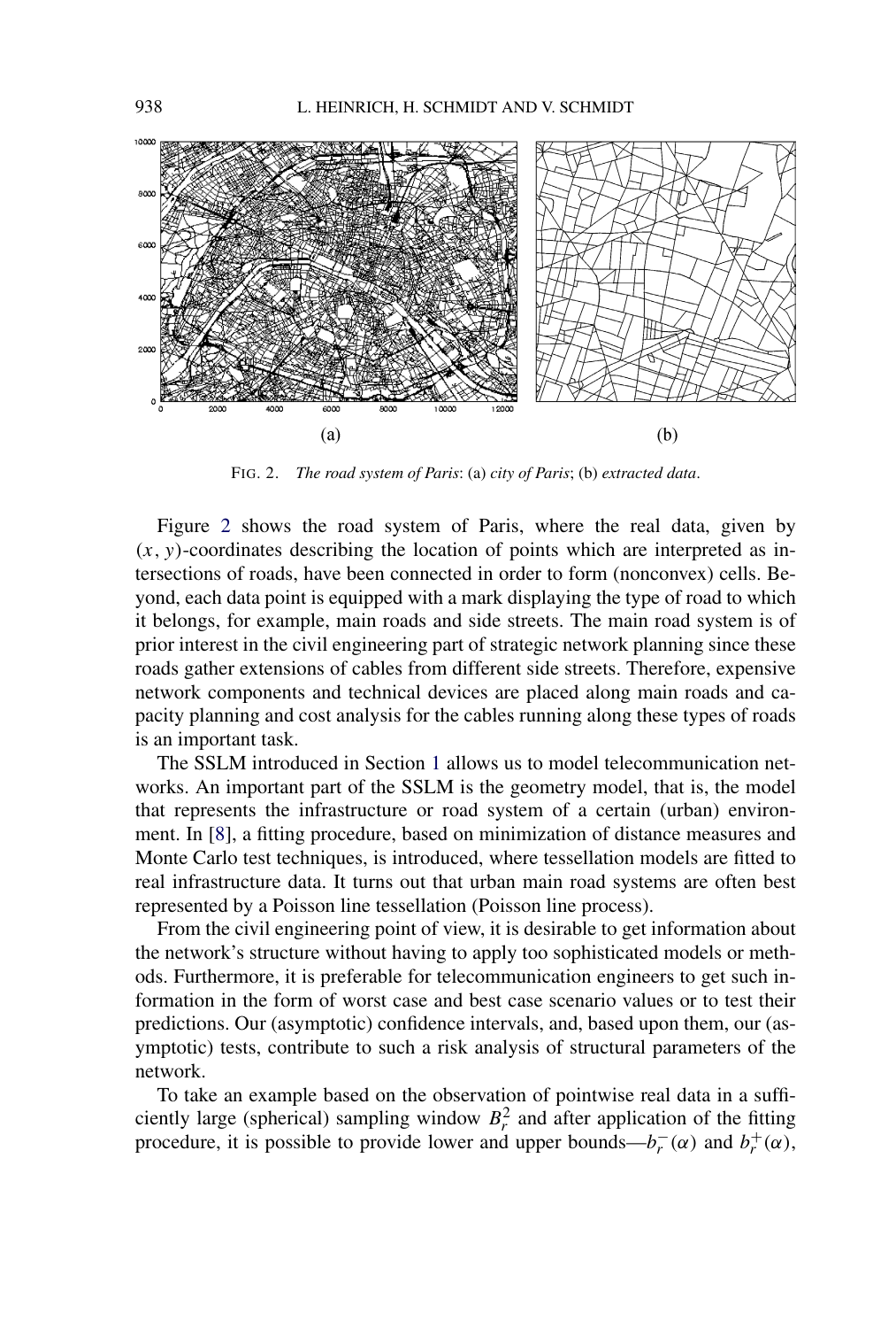(a) (b)

FIG. 2. *The road system of Paris*: (a) *city of Paris*; (b) *extracted data*.

Figure 2 shows the road system of Paris, where the real data, given by $(x, y)$-coordinates describing the location of points which are interpreted as intersections of roads, have been connected in order to form (nonconvex) cells. Beyond, each data point is equipped with a mark displaying the type of road to which it belongs, for example, main roads and side streets. The main road system is of prior interest in the civil engineering part of strategic network planning since these roads gather extensions of cables from different side streets. Therefore, expensive network components and technical devices are placed along main roads and capacity planning and cost analysis for the cables running along these types of roads is an important task.

The SSLM introduced in Section 1 allows us to model telecommunication networks. An important part of the SSLM is the geometry model, that is, the model that represents the infrastructure or road system of a certain (urban) environment. In [8], a fitting procedure, based on minimization of distance measures and Monte Carlo test techniques, is introduced, where tessellation models are fitted to real infrastructure data. It turns out that urban main road systems are often best represented by a Poisson line tessellation (Poisson line process).

From the civil engineering point of view, it is desirable to get information about the network's structure without having to apply too sophisticated models or methods. Furthermore, it is preferable for telecommunication engineers to get such information in the form of worst case and best case scenario values or to test their predictions. Our (asymptotic) confidence intervals, and, based upon them, our (asymptotic) tests, contribute to such a risk analysis of structural parameters of the network.

To take an example based on the observation of pointwise real data in a sufficiently large (spherical) sampling window $B_r^2$ and after application of the fitting procedure, it is possible to provide lower and upper bounds—$b_r^-(\alpha)$ and $b_r^+(\alpha)$,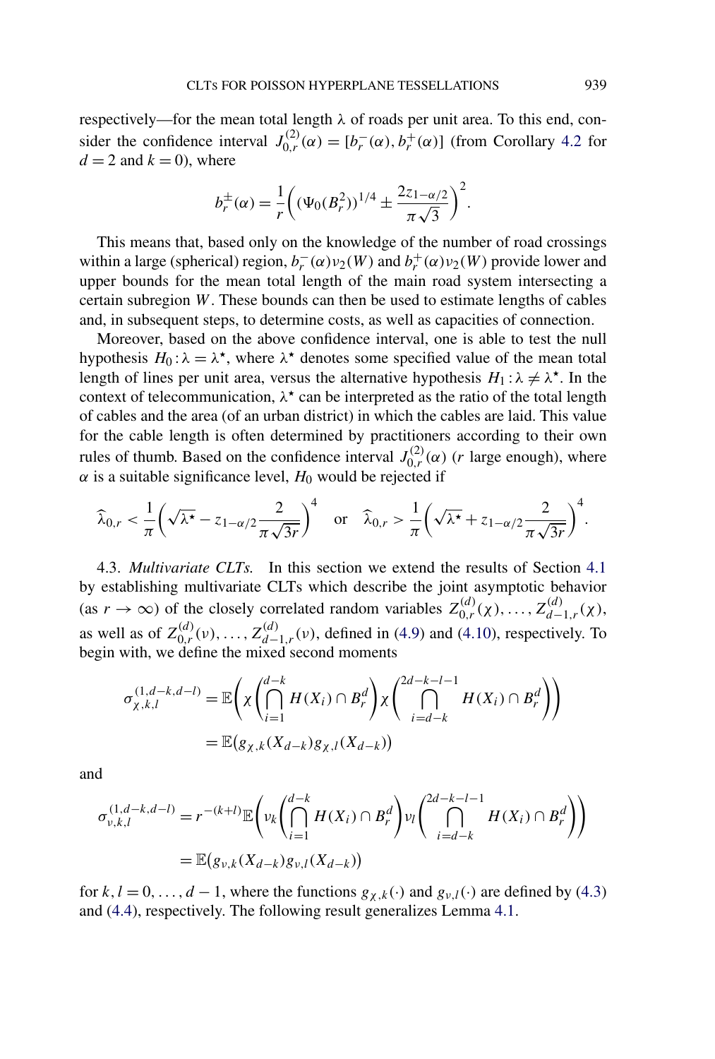respectively—for the mean total length $\lambda$ of roads per unit area. To this end, consider the confidence interval $J_{0,r}^{(2)}(\alpha) = [b_r^-(\alpha), b_r^+(\alpha)]$ (from Corollary 4.2 for $d = 2$ and $k = 0$), where

$$b_r^{\pm}(\alpha) = \frac{1}{r}\left((\Psi_0(B_r^2))^{1/4} \pm \frac{2z_{1-\alpha/2}}{\pi\sqrt{3}}\right)^2.$$

This means that, based only on the knowledge of the number of road crossings within a large (spherical) region, $b_r^-(\alpha)\nu_2(W)$ and $b_r^+(\alpha)\nu_2(W)$ provide lower and upper bounds for the mean total length of the main road system intersecting a certain subregion $W$. These bounds can then be used to estimate lengths of cables and, in subsequent steps, to determine costs, as well as capacities of connection.

Moreover, based on the above confidence interval, one is able to test the null hypothesis $H_0 : \lambda = \lambda^\star$, where $\lambda^\star$ denotes some specified value of the mean total length of lines per unit area, versus the alternative hypothesis $H_1 : \lambda \neq \lambda^\star$. In the context of telecommunication, $\lambda^\star$ can be interpreted as the ratio of the total length of cables and the area (of an urban district) in which the cables are laid. This value for the cable length is often determined by practitioners according to their own rules of thumb. Based on the confidence interval $J_{0,r}^{(2)}(\alpha)$ ($r$ large enough), where $\alpha$ is a suitable significance level, $H_0$ would be rejected if

$$\widehat{\lambda}_{0,r} < \frac{1}{\pi}\left(\sqrt{\lambda^\star} - z_{1-\alpha/2}\frac{2}{\pi\sqrt{3r}}\right)^4 \quad \text{or} \quad \widehat{\lambda}_{0,r} > \frac{1}{\pi}\left(\sqrt{\lambda^\star} + z_{1-\alpha/2}\frac{2}{\pi\sqrt{3r}}\right)^4.$$

4.3. *Multivariate CLTs.* In this section we extend the results of Section 4.1 by establishing multivariate CLTs which describe the joint asymptotic behavior (as $r \to \infty$) of the closely correlated random variables $Z_{0,r}^{(d)}(\chi), \dots, Z_{d-1,r}^{(d)}(\chi)$, as well as of $Z_{0,r}^{(d)}(\nu), \dots, Z_{d-1,r}^{(d)}(\nu)$, defined in (4.9) and (4.10), respectively. To begin with, we define the mixed second moments

$$\begin{aligned}
\sigma_{\chi,k,l}^{(1,d-k,d-l)} &= \mathbb{E}\left(\chi\left(\bigcap_{i=1}^{d-k} H(X_i) \cap B_r^d\right)\chi\left(\bigcap_{i=d-k}^{2d-k-l-1} H(X_i) \cap B_r^d\right)\right) \\
&= \mathbb{E}\big(g_{\chi,k}(X_{d-k})g_{\chi,l}(X_{d-k})\big)
\end{aligned}$$

and

$$\begin{aligned}
\sigma_{\nu,k,l}^{(1,d-k,d-l)} &= r^{-(k+l)}\mathbb{E}\left(\nu_k\left(\bigcap_{i=1}^{d-k} H(X_i) \cap B_r^d\right)\nu_l\left(\bigcap_{i=d-k}^{2d-k-l-1} H(X_i) \cap B_r^d\right)\right) \\
&= \mathbb{E}\big(g_{\nu,k}(X_{d-k})g_{\nu,l}(X_{d-k})\big)
\end{aligned}$$

for $k, l = 0, \dots, d-1$, where the functions $g_{\chi,k}(\cdot)$ and $g_{\nu,l}(\cdot)$ are defined by (4.3) and (4.4), respectively. The following result generalizes Lemma 4.1.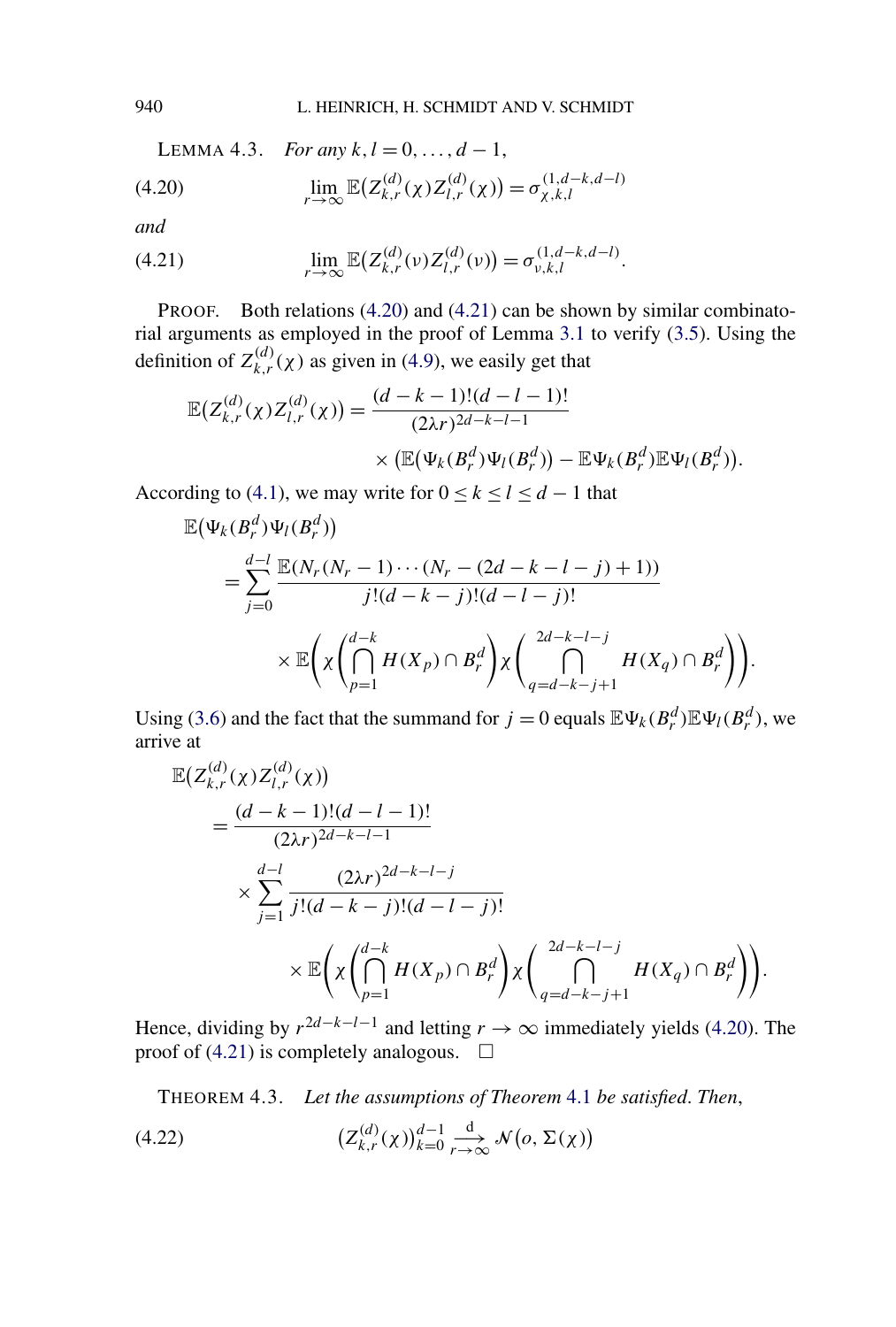LEMMA 4.3. *For any* $k, l = 0, \ldots, d-1$,

$$\lim_{r\to\infty} \mathbb{E}\big(Z_{k,r}^{(d)}(\chi) Z_{l,r}^{(d)}(\chi)\big) = \sigma_{\chi,k,l}^{(1,d-k,d-l)} \tag{4.20}$$

*and*

$$\lim_{r\to\infty} \mathbb{E}\big(Z_{k,r}^{(d)}(\nu) Z_{l,r}^{(d)}(\nu)\big) = \sigma_{\nu,k,l}^{(1,d-k,d-l)}. \tag{4.21}$$

PROOF. Both relations (4.20) and (4.21) can be shown by similar combinatorial arguments as employed in the proof of Lemma 3.1 to verify (3.5). Using the definition of $Z_{k,r}^{(d)}(\chi)$ as given in (4.9), we easily get that

$$\mathbb{E}\big(Z_{k,r}^{(d)}(\chi) Z_{l,r}^{(d)}(\chi)\big) = \frac{(d-k-1)!(d-l-1)!}{(2\lambda r)^{2d-k-l-1}} \times \big(\mathbb{E}\big(\Psi_k(B_r^d)\Psi_l(B_r^d)\big) - \mathbb{E}\Psi_k(B_r^d)\mathbb{E}\Psi_l(B_r^d)\big).$$

According to (4.1), we may write for $0 \le k \le l \le d-1$ that

$$\begin{aligned}
&\mathbb{E}\big(\Psi_k(B_r^d)\Psi_l(B_r^d)\big)\\
&\quad = \sum_{j=0}^{d-l} \frac{\mathbb{E}(N_r(N_r-1)\cdots(N_r-(2d-k-l-j)+1))}{j!(d-k-j)!(d-l-j)!}\\
&\qquad \times \mathbb{E}\left(\chi\left(\bigcap_{p=1}^{d-k} H(X_p)\cap B_r^d\right)\chi\left(\bigcap_{q=d-k-j+1}^{2d-k-l-j} H(X_q)\cap B_r^d\right)\right).
\end{aligned}$$

Using (3.6) and the fact that the summand for $j=0$ equals $\mathbb{E}\Psi_k(B_r^d)\mathbb{E}\Psi_l(B_r^d)$, we arrive at

$$\begin{aligned}
&\mathbb{E}\big(Z_{k,r}^{(d)}(\chi) Z_{l,r}^{(d)}(\chi)\big)\\
&\quad = \frac{(d-k-1)!(d-l-1)!}{(2\lambda r)^{2d-k-l-1}}\\
&\qquad \times \sum_{j=1}^{d-l} \frac{(2\lambda r)^{2d-k-l-j}}{j!(d-k-j)!(d-l-j)!}\\
&\qquad \times \mathbb{E}\left(\chi\left(\bigcap_{p=1}^{d-k} H(X_p)\cap B_r^d\right)\chi\left(\bigcap_{q=d-k-j+1}^{2d-k-l-j} H(X_q)\cap B_r^d\right)\right).
\end{aligned}$$

Hence, dividing by $r^{2d-k-l-1}$ and letting $r\to\infty$ immediately yields (4.20). The proof of (4.21) is completely analogous. $\square$

THEOREM 4.3. *Let the assumptions of Theorem 4.1 be satisfied. Then,*

$$\big(Z_{k,r}^{(d)}(\chi)\big)_{k=0}^{d-1} \xrightarrow[r\to\infty]{\mathrm{d}} \mathcal{N}\big(o, \Sigma(\chi)\big) \tag{4.22}$$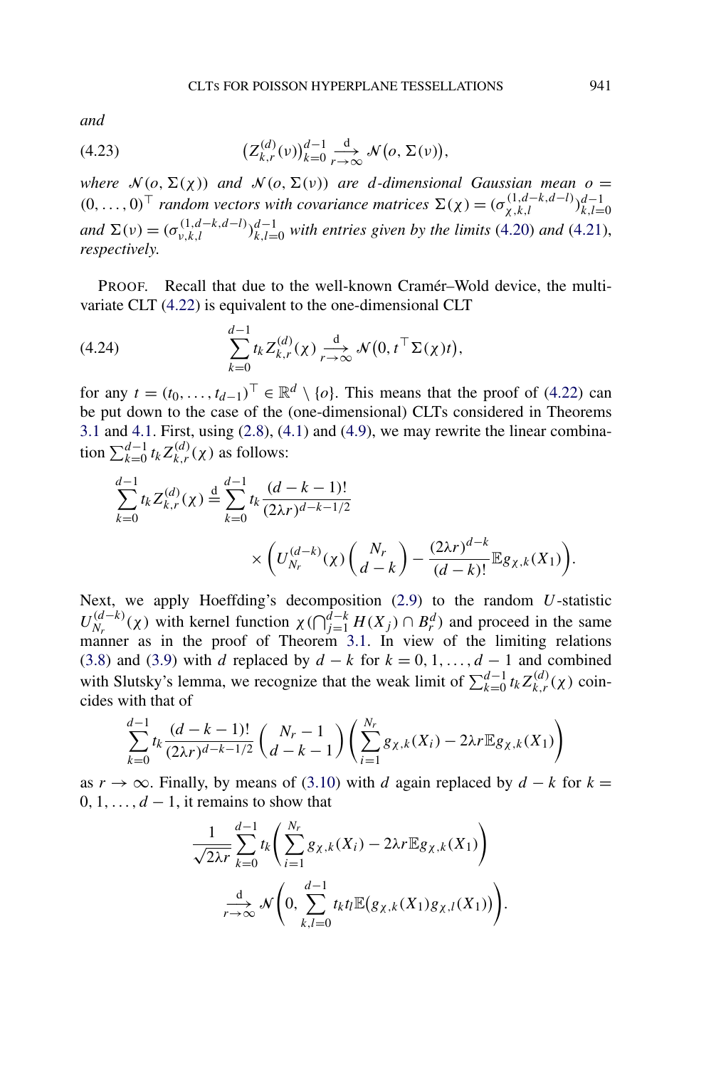*and*

$$
\big(Z_{k,r}^{(d)}(\nu)\big)_{k=0}^{d-1} \xrightarrow[r\to\infty]{\mathrm{d}} \mathcal{N}\big(o, \Sigma(\nu)\big), \tag{4.23}
$$

*where $\mathcal{N}(o, \Sigma(\chi))$ and $\mathcal{N}(o, \Sigma(\nu))$ are $d$-dimensional Gaussian mean $o = (0, \dots, 0)^\top$ random vectors with covariance matrices $\Sigma(\chi) = (\sigma_{\chi,k,l}^{(1,d-k,d-l)})_{k,l=0}^{d-1}$ and $\Sigma(\nu) = (\sigma_{\nu,k,l}^{(1,d-k,d-l)})_{k,l=0}^{d-1}$ with entries given by the limits (4.20) and (4.21), respectively.*

PROOF. Recall that due to the well-known Cramér–Wold device, the multivariate CLT (4.22) is equivalent to the one-dimensional CLT

$$
\sum_{k=0}^{d-1} t_k Z_{k,r}^{(d)}(\chi) \xrightarrow[r\to\infty]{\mathrm{d}} \mathcal{N}\big(0, t^\top \Sigma(\chi) t\big), \tag{4.24}
$$

for any $t = (t_0, \dots, t_{d-1})^\top \in \mathbb{R}^d \setminus \{o\}$. This means that the proof of (4.22) can be put down to the case of the (one-dimensional) CLTs considered in Theorems 3.1 and 4.1. First, using (2.8), (4.1) and (4.9), we may rewrite the linear combination $\sum_{k=0}^{d-1} t_k Z_{k,r}^{(d)}(\chi)$ as follows:

$$
\begin{aligned}
\sum_{k=0}^{d-1} t_k Z_{k,r}^{(d)}(\chi) \overset{\mathrm{d}}{=} \sum_{k=0}^{d-1} t_k & \frac{(d-k-1)!}{(2\lambda r)^{d-k-1/2}} \\
& \times \left( U_{N_r}^{(d-k)}(\chi) \binom{N_r}{d-k} - \frac{(2\lambda r)^{d-k}}{(d-k)!} \mathbb{E} g_{\chi,k}(X_1) \right).
\end{aligned}
$$

Next, we apply Hoeffding's decomposition (2.9) to the random $U$-statistic $U_{N_r}^{(d-k)}(\chi)$ with kernel function $\chi(\bigcap_{j=1}^{d-k} H(X_j) \cap B_r^d)$ and proceed in the same manner as in the proof of Theorem 3.1. In view of the limiting relations (3.8) and (3.9) with $d$ replaced by $d-k$ for $k = 0, 1, \dots, d-1$ and combined with Slutsky's lemma, we recognize that the weak limit of $\sum_{k=0}^{d-1} t_k Z_{k,r}^{(d)}(\chi)$ coincides with that of

$$
\sum_{k=0}^{d-1} t_k \frac{(d-k-1)!}{(2\lambda r)^{d-k-1/2}} \binom{N_r - 1}{d-k-1} \left( \sum_{i=1}^{N_r} g_{\chi,k}(X_i) - 2\lambda r \mathbb{E} g_{\chi,k}(X_1) \right)
$$

as $r \to \infty$. Finally, by means of (3.10) with $d$ again replaced by $d-k$ for $k = 0, 1, \dots, d-1$, it remains to show that

$$
\begin{aligned}
\frac{1}{\sqrt{2\lambda r}} \sum_{k=0}^{d-1} t_k & \left( \sum_{i=1}^{N_r} g_{\chi,k}(X_i) - 2\lambda r \mathbb{E} g_{\chi,k}(X_1) \right) \\
& \xrightarrow[r\to\infty]{\mathrm{d}} \mathcal{N}\left( 0, \sum_{k,l=0}^{d-1} t_k t_l \mathbb{E}\big(g_{\chi,k}(X_1) g_{\chi,l}(X_1)\big) \right).
\end{aligned}
$$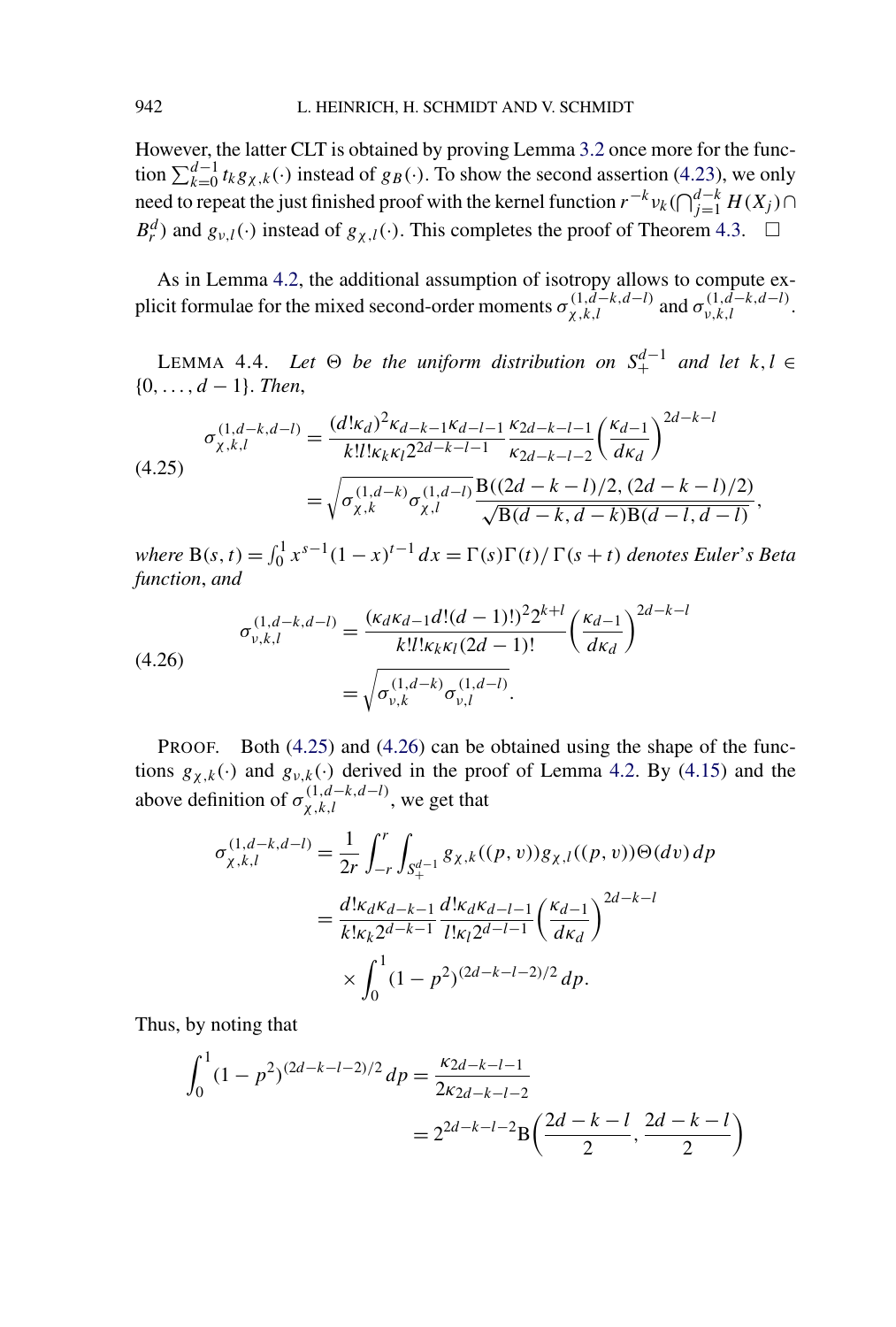However, the latter CLT is obtained by proving Lemma 3.2 once more for the function $\sum_{k=0}^{d-1} t_k g_{\chi,k}(\cdot)$ instead of $g_B(\cdot)$. To show the second assertion (4.23), we only need to repeat the just finished proof with the kernel function $r^{-k}\nu_k(\bigcap_{j=1}^{d-k} H(X_j) \cap B_r^d)$ and $g_{\nu,l}(\cdot)$ instead of $g_{\chi,l}(\cdot)$. This completes the proof of Theorem 4.3. $\square$

As in Lemma 4.2, the additional assumption of isotropy allows to compute explicit formulae for the mixed second-order moments $\sigma_{\chi,k,l}^{(1,d-k,d-l)}$ and $\sigma_{\nu,k,l}^{(1,d-k,d-l)}$.

LEMMA 4.4. *Let $\Theta$ be the uniform distribution on $S_+^{d-1}$ and let $k, l \in \{0, \dots, d-1\}$. Then,*

$$
\begin{aligned}
\sigma_{\chi,k,l}^{(1,d-k,d-l)} &= \frac{(d!\kappa_d)^2 \kappa_{d-k-1}\kappa_{d-l-1}}{k!l!\kappa_k\kappa_l 2^{2d-k-l-1}} \frac{\kappa_{2d-k-l-1}}{\kappa_{2d-k-l-2}} \left(\frac{\kappa_{d-1}}{d\kappa_d}\right)^{2d-k-l} \\
&= \sqrt{\sigma_{\chi,k}^{(1,d-k)}\sigma_{\chi,l}^{(1,d-l)}} \frac{\mathrm{B}((2d-k-l)/2, (2d-k-l)/2)}{\sqrt{\mathrm{B}(d-k,d-k)\mathrm{B}(d-l,d-l)}},
\end{aligned} \tag{4.25}
$$

*where $\mathrm{B}(s,t) = \int_0^1 x^{s-1}(1-x)^{t-1}\,dx = \Gamma(s)\Gamma(t)/\Gamma(s+t)$ denotes Euler's Beta function, and*

$$
\begin{aligned}
\sigma_{\nu,k,l}^{(1,d-k,d-l)} &= \frac{(\kappa_d\kappa_{d-1}d!(d-1)!)^2 2^{k+l}}{k!l!\kappa_k\kappa_l(2d-1)!} \left(\frac{\kappa_{d-1}}{d\kappa_d}\right)^{2d-k-l} \\
&= \sqrt{\sigma_{\nu,k}^{(1,d-k)}\sigma_{\nu,l}^{(1,d-l)}}.
\end{aligned} \tag{4.26}
$$

PROOF. Both (4.25) and (4.26) can be obtained using the shape of the functions $g_{\chi,k}(\cdot)$ and $g_{\nu,k}(\cdot)$ derived in the proof of Lemma 4.2. By (4.15) and the above definition of $\sigma_{\chi,k,l}^{(1,d-k,d-l)}$, we get that

$$
\begin{aligned}
\sigma_{\chi,k,l}^{(1,d-k,d-l)} &= \frac{1}{2r}\int_{-r}^{r}\int_{S_+^{d-1}} g_{\chi,k}((p,v))g_{\chi,l}((p,v))\Theta(dv)\,dp \\
&= \frac{d!\kappa_d\kappa_{d-k-1}}{k!\kappa_k 2^{d-k-1}} \frac{d!\kappa_d\kappa_{d-l-1}}{l!\kappa_l 2^{d-l-1}} \left(\frac{\kappa_{d-1}}{d\kappa_d}\right)^{2d-k-l} \\
&\quad \times \int_0^1 (1-p^2)^{(2d-k-l-2)/2}\,dp.
\end{aligned}
$$

Thus, by noting that

$$
\begin{aligned}
\int_0^1 (1-p^2)^{(2d-k-l-2)/2}\,dp &= \frac{\kappa_{2d-k-l-1}}{2\kappa_{2d-k-l-2}} \\
&= 2^{2d-k-l-2}\mathrm{B}\left(\frac{2d-k-l}{2}, \frac{2d-k-l}{2}\right)
\end{aligned}
$$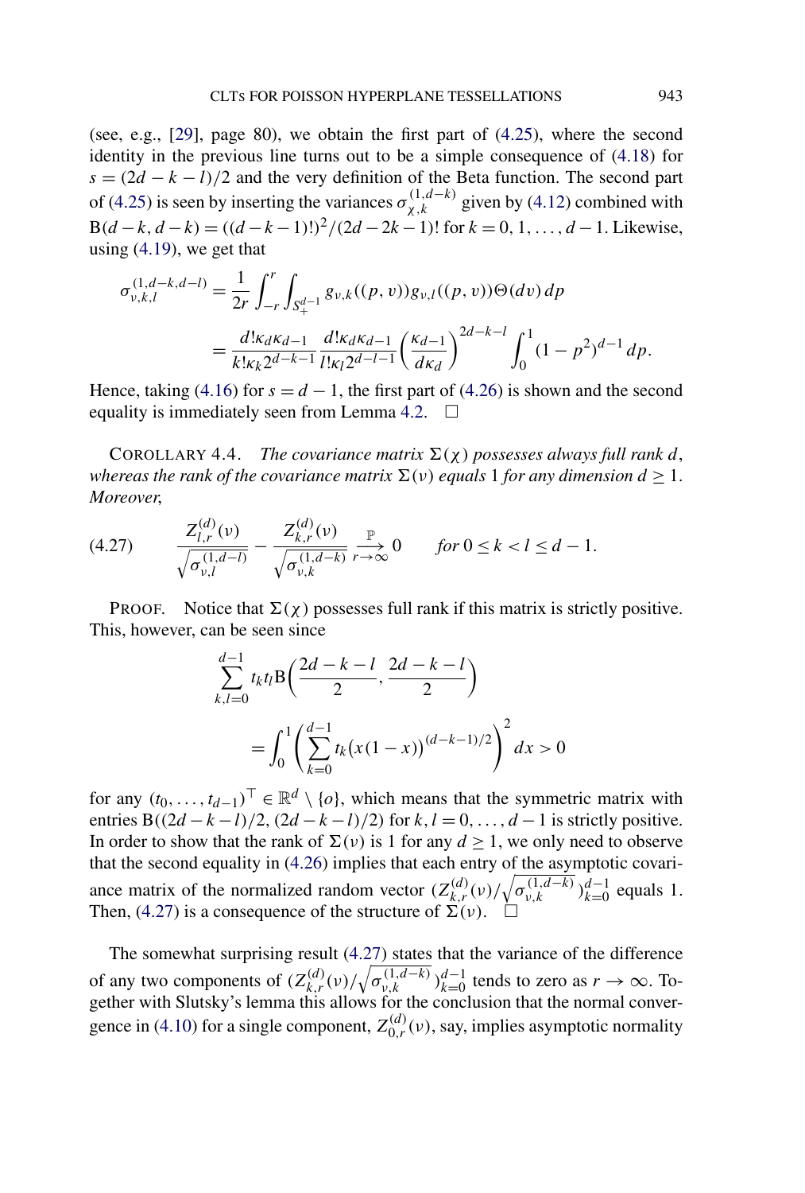(see, e.g., [29], page 80), we obtain the first part of (4.25), where the second identity in the previous line turns out to be a simple consequence of (4.18) for $s = (2d - k - l)/2$ and the very definition of the Beta function. The second part of (4.25) is seen by inserting the variances $\sigma_{\chi,k}^{(1,d-k)}$ given by (4.12) combined with $\mathrm{B}(d-k, d-k) = ((d-k-1)!)^2/(2d-2k-1)!$ for $k = 0, 1, \ldots, d-1$. Likewise, using (4.19), we get that

$$
\begin{aligned}
\sigma_{\nu,k,l}^{(1,d-k,d-l)} &= \frac{1}{2r}\int_{-r}^{r}\int_{S_{+}^{d-1}} g_{\nu,k}((p,v))g_{\nu,l}((p,v))\Theta(dv)\,dp \\
&= \frac{d!\kappa_d\kappa_{d-1}}{k!\kappa_k 2^{d-k-1}}\frac{d!\kappa_d\kappa_{d-1}}{l!\kappa_l 2^{d-l-1}}\left(\frac{\kappa_{d-1}}{d\kappa_d}\right)^{2d-k-l}\int_0^1 (1-p^2)^{d-1}\,dp.
\end{aligned}
$$

Hence, taking (4.16) for $s = d-1$, the first part of (4.26) is shown and the second equality is immediately seen from Lemma 4.2. $\square$

COROLLARY 4.4. *The covariance matrix $\Sigma(\chi)$ possesses always full rank $d$, whereas the rank of the covariance matrix $\Sigma(\nu)$ equals 1 for any dimension $d \geq 1$. Moreover,*

$$
\frac{Z_{l,r}^{(d)}(\nu)}{\sqrt{\sigma_{\nu,l}^{(1,d-l)}}} - \frac{Z_{k,r}^{(d)}(\nu)}{\sqrt{\sigma_{\nu,k}^{(1,d-k)}}} \xrightarrow[r\to\infty]{\mathbb{P}} 0 \qquad \textit{for } 0 \leq k < l \leq d-1. \tag{4.27}
$$

PROOF. Notice that $\Sigma(\chi)$ possesses full rank if this matrix is strictly positive. This, however, can be seen since

$$
\begin{aligned}
&\sum_{k,l=0}^{d-1} t_k t_l \mathrm{B}\left(\frac{2d-k-l}{2}, \frac{2d-k-l}{2}\right) \\
&\qquad = \int_0^1 \left(\sum_{k=0}^{d-1} t_k \big(x(1-x)\big)^{(d-k-1)/2}\right)^2 dx > 0
\end{aligned}
$$

for any $(t_0, \ldots, t_{d-1})^\top \in \mathbb{R}^d \setminus \{o\}$, which means that the symmetric matrix with entries $\mathrm{B}((2d-k-l)/2, (2d-k-l)/2)$ for $k, l = 0, \ldots, d-1$ is strictly positive. In order to show that the rank of $\Sigma(\nu)$ is 1 for any $d \geq 1$, we only need to observe that the second equality in (4.26) implies that each entry of the asymptotic covariance matrix of the normalized random vector $(Z_{k,r}^{(d)}(\nu)/\sqrt{\sigma_{\nu,k}^{(1,d-k)}})_{k=0}^{d-1}$ equals 1. Then, (4.27) is a consequence of the structure of $\Sigma(\nu)$. $\square$

The somewhat surprising result (4.27) states that the variance of the difference of any two components of $(Z_{k,r}^{(d)}(\nu)/\sqrt{\sigma_{\nu,k}^{(1,d-k)}})_{k=0}^{d-1}$ tends to zero as $r \to \infty$. Together with Slutsky's lemma this allows for the conclusion that the normal convergence in (4.10) for a single component, $Z_{0,r}^{(d)}(\nu)$, say, implies asymptotic normality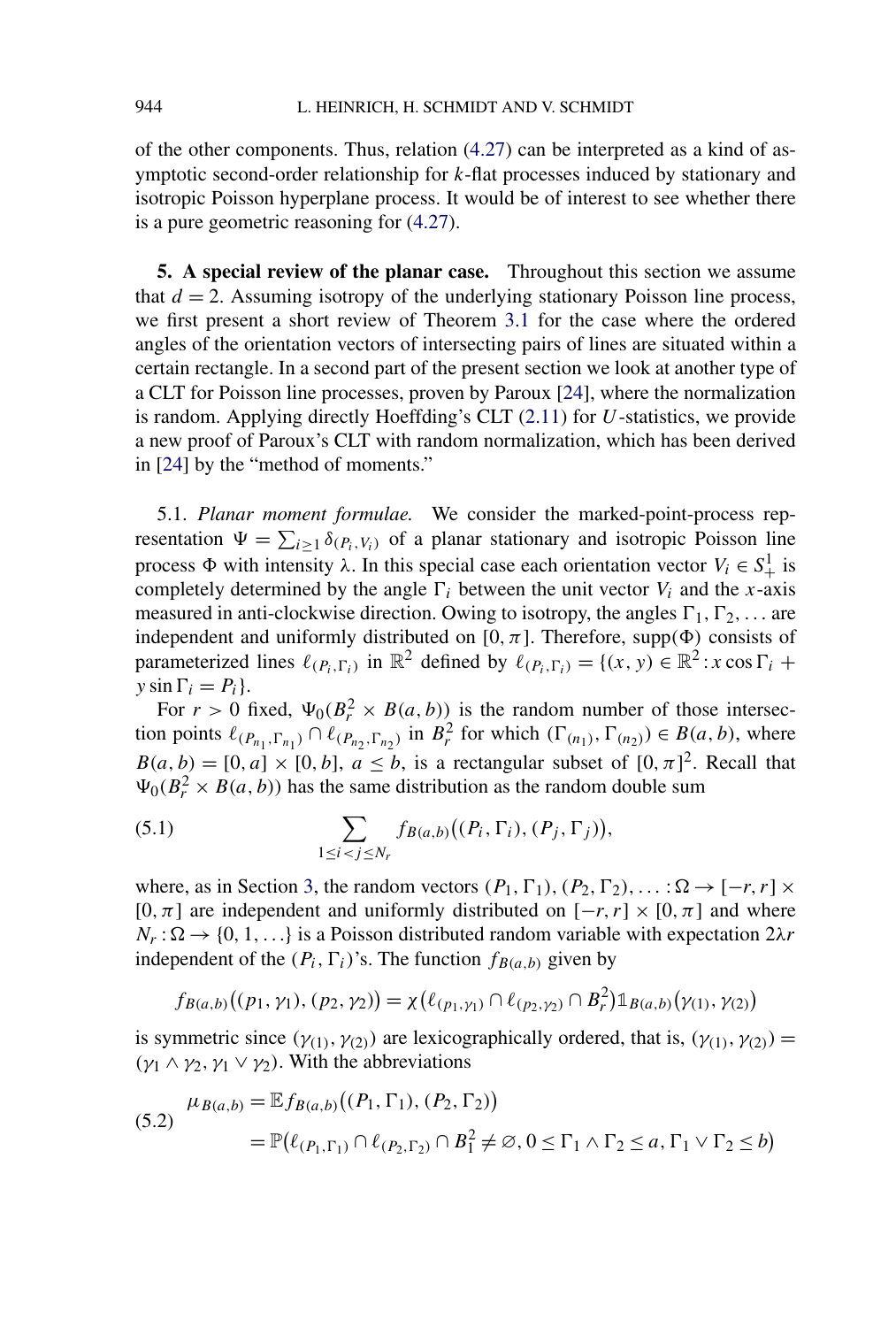of the other components. Thus, relation (4.27) can be interpreted as a kind of asymptotic second-order relationship for $k$-flat processes induced by stationary and isotropic Poisson hyperplane process. It would be of interest to see whether there is a pure geometric reasoning for (4.27).

## 5. A special review of the planar case.

Throughout this section we assume that $d = 2$. Assuming isotropy of the underlying stationary Poisson line process, we first present a short review of Theorem 3.1 for the case where the ordered angles of the orientation vectors of intersecting pairs of lines are situated within a certain rectangle. In a second part of the present section we look at another type of a CLT for Poisson line processes, proven by Paroux [24], where the normalization is random. Applying directly Hoeffding's CLT (2.11) for $U$-statistics, we provide a new proof of Paroux's CLT with random normalization, which has been derived in [24] by the "method of moments."

5.1. *Planar moment formulae.* We consider the marked-point-process representation $\Psi = \sum_{i\ge 1} \delta_{(P_i, V_i)}$ of a planar stationary and isotropic Poisson line process $\Phi$ with intensity $\lambda$. In this special case each orientation vector $V_i \in S^1_+$ is completely determined by the angle $\Gamma_i$ between the unit vector $V_i$ and the $x$-axis measured in anti-clockwise direction. Owing to isotropy, the angles $\Gamma_1, \Gamma_2, \ldots$ are independent and uniformly distributed on $[0, \pi]$. Therefore, $\mathrm{supp}(\Phi)$ consists of parameterized lines $\ell_{(P_i,\Gamma_i)}$ in $\mathbb{R}^2$ defined by $\ell_{(P_i,\Gamma_i)} = \{(x, y) \in \mathbb{R}^2 : x \cos\Gamma_i + y \sin\Gamma_i = P_i\}$.

For $r > 0$ fixed, $\Psi_0(B^2_r \times B(a, b))$ is the random number of those intersection points $\ell_{(P_{n_1},\Gamma_{n_1})} \cap \ell_{(P_{n_2},\Gamma_{n_2})}$ in $B^2_r$ for which $(\Gamma_{(n_1)}, \Gamma_{(n_2)}) \in B(a, b)$, where $B(a, b) = [0, a] \times [0, b]$, $a \le b$, is a rectangular subset of $[0, \pi]^2$. Recall that $\Psi_0(B^2_r \times B(a, b))$ has the same distribution as the random double sum

$$
\sum_{1\le i<j\le N_r} f_{B(a,b)}\big((P_i, \Gamma_i), (P_j, \Gamma_j)\big), \tag{5.1}
$$

where, as in Section 3, the random vectors $(P_1, \Gamma_1), (P_2, \Gamma_2), \ldots : \Omega \to [-r, r] \times [0, \pi]$ are independent and uniformly distributed on $[-r, r] \times [0, \pi]$ and where $N_r : \Omega \to \{0, 1, \ldots\}$ is a Poisson distributed random variable with expectation $2\lambda r$ independent of the $(P_i, \Gamma_i)$'s. The function $f_{B(a,b)}$ given by

$$
f_{B(a,b)}\big((p_1, \gamma_1), (p_2, \gamma_2)\big) = \chi\big(\ell_{(p_1,\gamma_1)} \cap \ell_{(p_2,\gamma_2)} \cap B^2_r\big)\mathbb{1}_{B(a,b)}\big(\gamma_{(1)}, \gamma_{(2)}\big)
$$

is symmetric since $(\gamma_{(1)}, \gamma_{(2)})$ are lexicographically ordered, that is, $(\gamma_{(1)}, \gamma_{(2)}) = (\gamma_1 \wedge \gamma_2, \gamma_1 \vee \gamma_2)$. With the abbreviations

$$
\begin{aligned}
\mu_{B(a,b)} &= \mathbb{E} f_{B(a,b)}\big((P_1, \Gamma_1), (P_2, \Gamma_2)\big) \\
&= \mathbb{P}\big(\ell_{(P_1,\Gamma_1)} \cap \ell_{(P_2,\Gamma_2)} \cap B^2_1 \neq \varnothing, 0 \le \Gamma_1 \wedge \Gamma_2 \le a, \Gamma_1 \vee \Gamma_2 \le b\big)
\end{aligned} \tag{5.2}
$$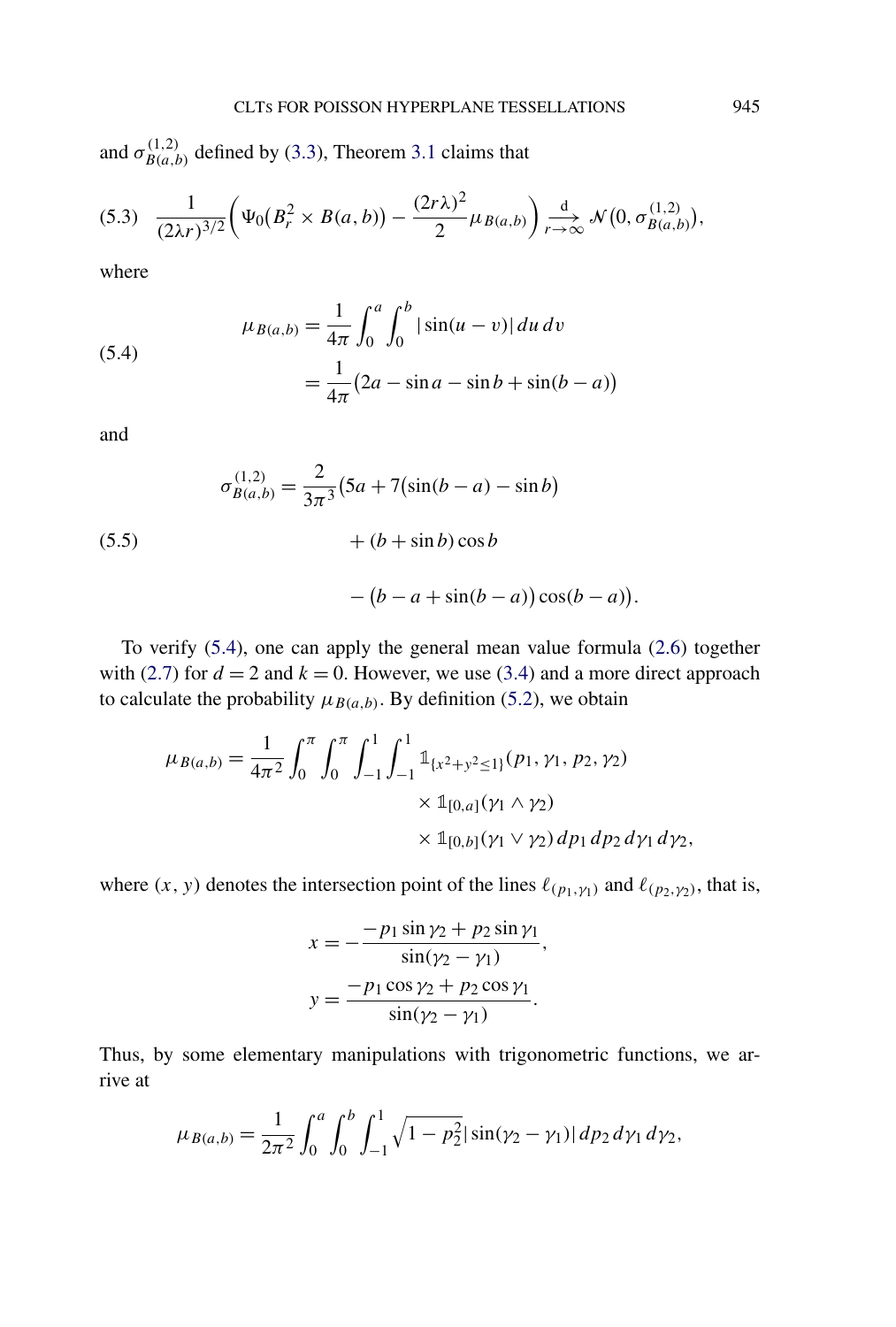and $\sigma^{(1,2)}_{B(a,b)}$ defined by (3.3), Theorem 3.1 claims that

$$\text{(5.3)}\quad \frac{1}{(2\lambda r)^{3/2}}\left(\Psi_0\big(B_r^2 \times B(a,b)\big) - \frac{(2r\lambda)^2}{2}\mu_{B(a,b)}\right) \xrightarrow[r\to\infty]{\mathrm{d}} \mathcal{N}\big(0, \sigma^{(1,2)}_{B(a,b)}\big),$$

where

$$\text{(5.4)}\quad \begin{aligned}\mu_{B(a,b)} &= \frac{1}{4\pi}\int_0^a \int_0^b |\sin(u-v)|\,du\,dv \\ &= \frac{1}{4\pi}\big(2a - \sin a - \sin b + \sin(b-a)\big)\end{aligned}$$

and

$$\text{(5.5)}\quad \begin{aligned}\sigma^{(1,2)}_{B(a,b)} = \frac{2}{3\pi^3}\big(5a &+ 7\big(\sin(b-a) - \sin b\big) \\ &+ (b + \sin b)\cos b \\ &- \big(b - a + \sin(b-a)\big)\cos(b-a)\big).\end{aligned}$$

To verify (5.4), one can apply the general mean value formula (2.6) together with (2.7) for $d = 2$ and $k = 0$. However, we use (3.4) and a more direct approach to calculate the probability $\mu_{B(a,b)}$. By definition (5.2), we obtain

$$\begin{aligned}\mu_{B(a,b)} = \frac{1}{4\pi^2}\int_0^\pi \int_0^\pi \int_{-1}^1 \int_{-1}^1 &\mathbb{1}_{\{x^2+y^2\le 1\}}(p_1, \gamma_1, p_2, \gamma_2) \\ &\times \mathbb{1}_{[0,a]}(\gamma_1 \wedge \gamma_2) \\ &\times \mathbb{1}_{[0,b]}(\gamma_1 \vee \gamma_2)\, dp_1\, dp_2\, d\gamma_1\, d\gamma_2,\end{aligned}$$

where $(x, y)$ denotes the intersection point of the lines $\ell_{(p_1,\gamma_1)}$ and $\ell_{(p_2,\gamma_2)}$, that is,

$$\begin{aligned}x &= -\frac{-p_1 \sin\gamma_2 + p_2 \sin\gamma_1}{\sin(\gamma_2 - \gamma_1)}, \\ y &= \frac{-p_1 \cos\gamma_2 + p_2 \cos\gamma_1}{\sin(\gamma_2 - \gamma_1)}.\end{aligned}$$

Thus, by some elementary manipulations with trigonometric functions, we arrive at

$$\mu_{B(a,b)} = \frac{1}{2\pi^2}\int_0^a \int_0^b \int_{-1}^1 \sqrt{1 - p_2^2}\,|\sin(\gamma_2 - \gamma_1)|\, dp_2\, d\gamma_1\, d\gamma_2,$$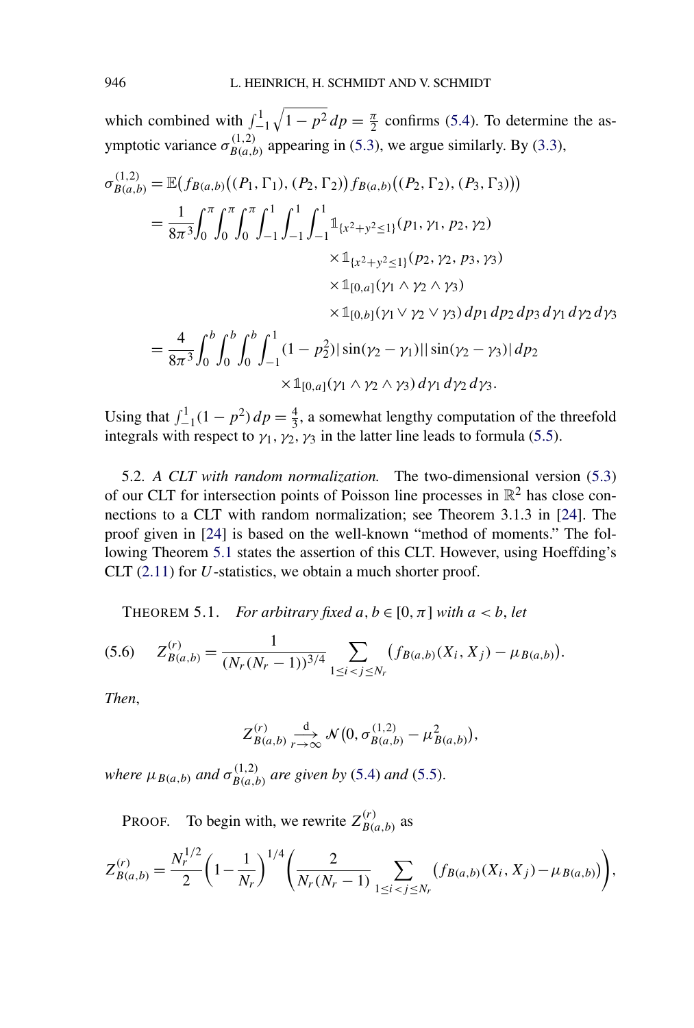which combined with $\int_{-1}^{1}\sqrt{1-p^2}\,dp = \frac{\pi}{2}$ confirms (5.4). To determine the asymptotic variance $\sigma_{B(a,b)}^{(1,2)}$ appearing in (5.3), we argue similarly. By (3.3),

$$
\begin{aligned}
\sigma_{B(a,b)}^{(1,2)} &= \mathbb{E}\big(f_{B(a,b)}\big((P_1,\Gamma_1),(P_2,\Gamma_2)\big) f_{B(a,b)}\big((P_2,\Gamma_2),(P_3,\Gamma_3)\big)\big) \\
&= \frac{1}{8\pi^3}\int_0^\pi\int_0^\pi\int_0^\pi\int_{-1}^1\int_{-1}^1\int_{-1}^1 \mathbb{1}_{\{x^2+y^2\le 1\}}(p_1,\gamma_1,p_2,\gamma_2) \\
&\qquad\qquad \times \mathbb{1}_{\{x^2+y^2\le 1\}}(p_2,\gamma_2,p_3,\gamma_3) \\
&\qquad\qquad \times \mathbb{1}_{[0,a]}(\gamma_1\wedge\gamma_2\wedge\gamma_3) \\
&\qquad\qquad \times \mathbb{1}_{[0,b]}(\gamma_1\vee\gamma_2\vee\gamma_3)\,dp_1\,dp_2\,dp_3\,d\gamma_1\,d\gamma_2\,d\gamma_3 \\
&= \frac{4}{8\pi^3}\int_0^b\int_0^b\int_0^b\int_{-1}^1 (1-p_2^2)|\sin(\gamma_2-\gamma_1)||\sin(\gamma_2-\gamma_3)|\,dp_2 \\
&\qquad\qquad \times \mathbb{1}_{[0,a]}(\gamma_1\wedge\gamma_2\wedge\gamma_3)\,d\gamma_1\,d\gamma_2\,d\gamma_3.
\end{aligned}
$$

Using that $\int_{-1}^{1}(1-p^2)\,dp = \frac{4}{3}$, a somewhat lengthy computation of the threefold integrals with respect to $\gamma_1,\gamma_2,\gamma_3$ in the latter line leads to formula (5.5).

5.2. *A CLT with random normalization.* The two-dimensional version (5.3) of our CLT for intersection points of Poisson line processes in $\mathbb{R}^2$ has close connections to a CLT with random normalization; see Theorem 3.1.3 in [24]. The proof given in [24] is based on the well-known "method of moments." The following Theorem 5.1 states the assertion of this CLT. However, using Hoeffding's CLT (2.11) for $U$-statistics, we obtain a much shorter proof.

THEOREM 5.1. *For arbitrary fixed $a,b\in[0,\pi]$ with $a<b$, let*

$$
(5.6)\qquad Z_{B(a,b)}^{(r)} = \frac{1}{(N_r(N_r-1))^{3/4}}\sum_{1\le i<j\le N_r}\big(f_{B(a,b)}(X_i,X_j)-\mu_{B(a,b)}\big).
$$

*Then,*

$$
Z_{B(a,b)}^{(r)} \xrightarrow[r\to\infty]{\mathrm{d}} \mathcal{N}\big(0,\sigma_{B(a,b)}^{(1,2)}-\mu_{B(a,b)}^2\big),
$$

*where $\mu_{B(a,b)}$ and $\sigma_{B(a,b)}^{(1,2)}$ are given by* (5.4) *and* (5.5).

PROOF. To begin with, we rewrite $Z_{B(a,b)}^{(r)}$ as

$$
Z_{B(a,b)}^{(r)} = \frac{N_r^{1/2}}{2}\left(1-\frac{1}{N_r}\right)^{1/4}\left(\frac{2}{N_r(N_r-1)}\sum_{1\le i<j\le N_r}\big(f_{B(a,b)}(X_i,X_j)-\mu_{B(a,b)}\big)\right),
$$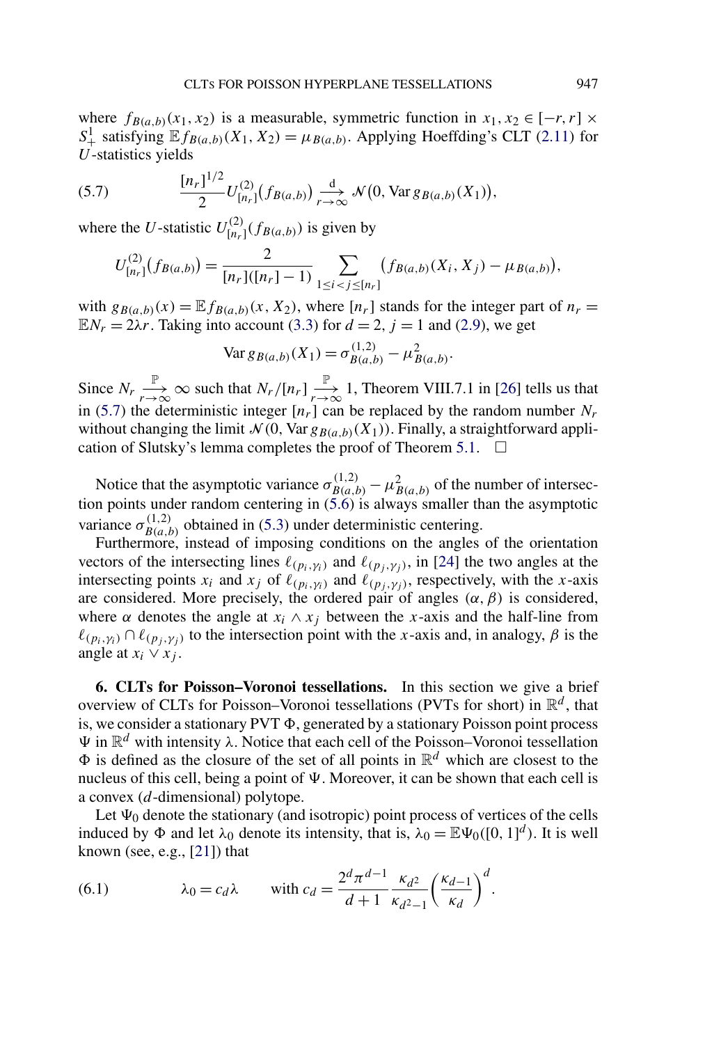where $f_{B(a,b)}(x_1, x_2)$ is a measurable, symmetric function in $x_1, x_2 \in [-r, r] \times S^1_+$ satisfying $\mathbb{E} f_{B(a,b)}(X_1, X_2) = \mu_{B(a,b)}$. Applying Hoeffding's CLT (2.11) for $U$-statistics yields

$$\frac{[n_r]^{1/2}}{2} U^{(2)}_{[n_r]}\big(f_{B(a,b)}\big) \xrightarrow[r\to\infty]{\mathrm{d}} \mathcal{N}\big(0, \operatorname{Var} g_{B(a,b)}(X_1)\big), \tag{5.7}$$

where the $U$-statistic $U^{(2)}_{[n_r]}(f_{B(a,b)})$ is given by

$$U^{(2)}_{[n_r]}\big(f_{B(a,b)}\big) = \frac{2}{[n_r]([n_r]-1)} \sum_{1\le i<j\le [n_r]} \big(f_{B(a,b)}(X_i, X_j) - \mu_{B(a,b)}\big),$$

with $g_{B(a,b)}(x) = \mathbb{E} f_{B(a,b)}(x, X_2)$, where $[n_r]$ stands for the integer part of $n_r = \mathbb{E} N_r = 2\lambda r$. Taking into account (3.3) for $d = 2$, $j = 1$ and (2.9), we get

$$\operatorname{Var} g_{B(a,b)}(X_1) = \sigma^{(1,2)}_{B(a,b)} - \mu^2_{B(a,b)}.$$

Since $N_r \xrightarrow[r\to\infty]{\mathbb{P}} \infty$ such that $N_r/[n_r] \xrightarrow[r\to\infty]{\mathbb{P}} 1$, Theorem VIII.7.1 in [26] tells us that in (5.7) the deterministic integer $[n_r]$ can be replaced by the random number $N_r$ without changing the limit $\mathcal{N}(0, \operatorname{Var} g_{B(a,b)}(X_1))$. Finally, a straightforward application of Slutsky's lemma completes the proof of Theorem 5.1. $\square$

Notice that the asymptotic variance $\sigma^{(1,2)}_{B(a,b)} - \mu^2_{B(a,b)}$ of the number of intersection points under random centering in (5.6) is always smaller than the asymptotic variance $\sigma^{(1,2)}_{B(a,b)}$ obtained in (5.3) under deterministic centering.

Furthermore, instead of imposing conditions on the angles of the orientation vectors of the intersecting lines $\ell_{(p_i,\gamma_i)}$ and $\ell_{(p_j,\gamma_j)}$, in [24] the two angles at the intersecting points $x_i$ and $x_j$ of $\ell_{(p_i,\gamma_i)}$ and $\ell_{(p_j,\gamma_j)}$, respectively, with the $x$-axis are considered. More precisely, the ordered pair of angles $(\alpha, \beta)$ is considered, where $\alpha$ denotes the angle at $x_i \wedge x_j$ between the $x$-axis and the half-line from $\ell_{(p_i,\gamma_i)} \cap \ell_{(p_j,\gamma_j)}$ to the intersection point with the $x$-axis and, in analogy, $\beta$ is the angle at $x_i \vee x_j$.

## 6. CLTs for Poisson–Voronoi tessellations.

In this section we give a brief overview of CLTs for Poisson–Voronoi tessellations (PVTs for short) in $\mathbb{R}^d$, that is, we consider a stationary PVT $\Phi$, generated by a stationary Poisson point process $\Psi$ in $\mathbb{R}^d$ with intensity $\lambda$. Notice that each cell of the Poisson–Voronoi tessellation $\Phi$ is defined as the closure of the set of all points in $\mathbb{R}^d$ which are closest to the nucleus of this cell, being a point of $\Psi$. Moreover, it can be shown that each cell is a convex ($d$-dimensional) polytope.

Let $\Psi_0$ denote the stationary (and isotropic) point process of vertices of the cells induced by $\Phi$ and let $\lambda_0$ denote its intensity, that is, $\lambda_0 = \mathbb{E}\Psi_0([0,1]^d)$. It is well known (see, e.g., [21]) that

$$\lambda_0 = c_d \lambda \qquad \text{with } c_d = \frac{2^d \pi^{d-1}}{d+1} \frac{\kappa_{d^2}}{\kappa_{d^2-1}} \left(\frac{\kappa_{d-1}}{\kappa_d}\right)^d. \tag{6.1}$$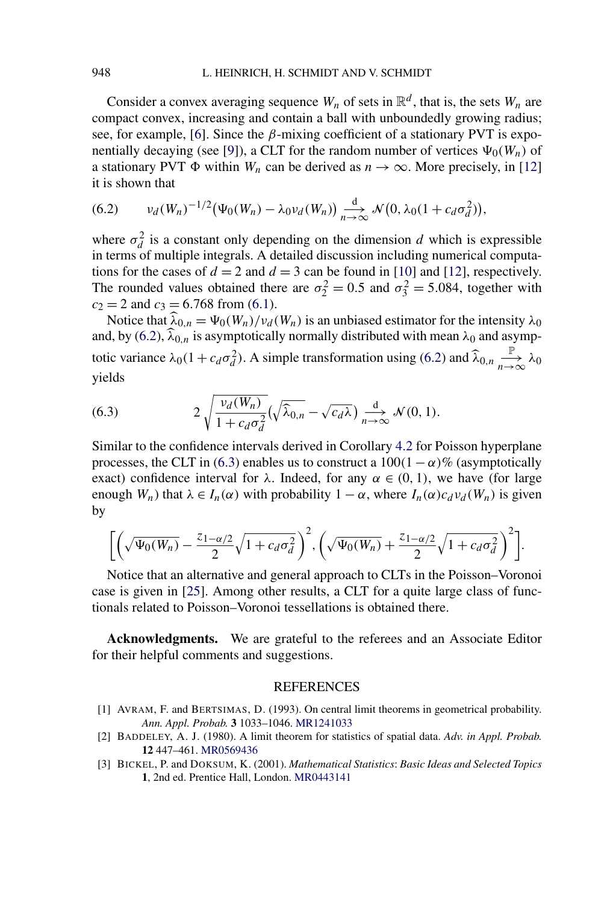Consider a convex averaging sequence $W_n$ of sets in $\mathbb{R}^d$, that is, the sets $W_n$ are compact convex, increasing and contain a ball with unboundedly growing radius; see, for example, [6]. Since the $\beta$-mixing coefficient of a stationary PVT is exponentially decaying (see [9]), a CLT for the random number of vertices $\Psi_0(W_n)$ of a stationary PVT $\Phi$ within $W_n$ can be derived as $n \to \infty$. More precisely, in [12] it is shown that

$$\nu_d(W_n)^{-1/2}\big(\Psi_0(W_n) - \lambda_0 \nu_d(W_n)\big) \xrightarrow[n\to\infty]{\mathrm{d}} \mathcal{N}\big(0, \lambda_0(1 + c_d\sigma_d^2)\big), \tag{6.2}$$

where $\sigma_d^2$ is a constant only depending on the dimension $d$ which is expressible in terms of multiple integrals. A detailed discussion including numerical computations for the cases of $d = 2$ and $d = 3$ can be found in [10] and [12], respectively. The rounded values obtained there are $\sigma_2^2 = 0.5$ and $\sigma_3^2 = 5.084$, together with $c_2 = 2$ and $c_3 = 6.768$ from (6.1).

Notice that $\widehat{\lambda}_{0,n} = \Psi_0(W_n)/\nu_d(W_n)$ is an unbiased estimator for the intensity $\lambda_0$ and, by (6.2), $\widehat{\lambda}_{0,n}$ is asymptotically normally distributed with mean $\lambda_0$ and asymptotic variance $\lambda_0(1 + c_d\sigma_d^2)$. A simple transformation using (6.2) and $\widehat{\lambda}_{0,n} \xrightarrow[n\to\infty]{\mathbb{P}} \lambda_0$ yields

$$2\sqrt{\frac{\nu_d(W_n)}{1 + c_d\sigma_d^2}}\big(\sqrt{\widehat{\lambda}_{0,n}} - \sqrt{c_d\lambda}\big) \xrightarrow[n\to\infty]{\mathrm{d}} \mathcal{N}(0, 1). \tag{6.3}$$

Similar to the confidence intervals derived in Corollary 4.2 for Poisson hyperplane processes, the CLT in (6.3) enables us to construct a $100(1-\alpha)\%$ (asymptotically exact) confidence interval for $\lambda$. Indeed, for any $\alpha \in (0, 1)$, we have (for large enough $W_n$) that $\lambda \in I_n(\alpha)$ with probability $1 - \alpha$, where $I_n(\alpha)c_d\nu_d(W_n)$ is given by

$$\left[\left(\sqrt{\Psi_0(W_n)} - \frac{z_{1-\alpha/2}}{2}\sqrt{1 + c_d\sigma_d^2}\right)^2, \left(\sqrt{\Psi_0(W_n)} + \frac{z_{1-\alpha/2}}{2}\sqrt{1 + c_d\sigma_d^2}\right)^2\right].$$

Notice that an alternative and general approach to CLTs in the Poisson–Voronoi case is given in [25]. Among other results, a CLT for a quite large class of functionals related to Poisson–Voronoi tessellations is obtained there.

**Acknowledgments.** We are grateful to the referees and an Associate Editor for their helpful comments and suggestions.

## REFERENCES

[1] AVRAM, F. and BERTSIMAS, D. (1993). On central limit theorems in geometrical probability. *Ann. Appl. Probab.* **3** 1033–1046. MR1241033

[2] BADDELEY, A. J. (1980). A limit theorem for statistics of spatial data. *Adv. in Appl. Probab.* **12** 447–461. MR0569436

[3] BICKEL, P. and DOKSUM, K. (2001). *Mathematical Statistics*: *Basic Ideas and Selected Topics* **1**, 2nd ed. Prentice Hall, London. MR0443141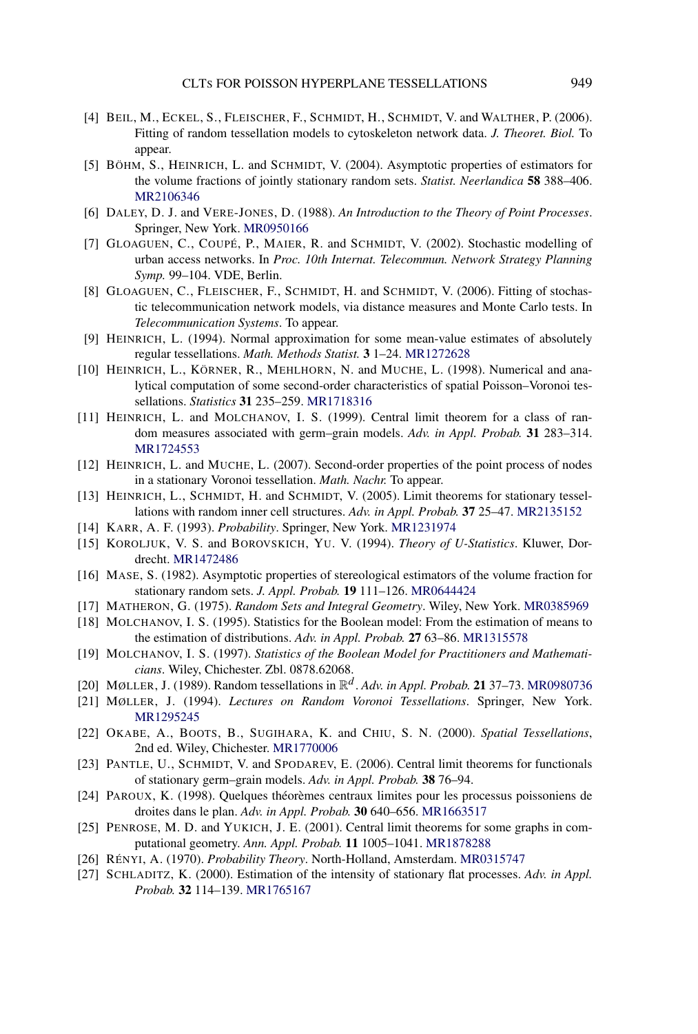[4] BEIL, M., ECKEL, S., FLEISCHER, F., SCHMIDT, H., SCHMIDT, V. and WALTHER, P. (2006). Fitting of random tessellation models to cytoskeleton network data. *J. Theoret. Biol.* To appear.

[5] BÖHM, S., HEINRICH, L. and SCHMIDT, V. (2004). Asymptotic properties of estimators for the volume fractions of jointly stationary random sets. *Statist. Neerlandica* **58** 388–406. MR2106346

[6] DALEY, D. J. and VERE-JONES, D. (1988). *An Introduction to the Theory of Point Processes*. Springer, New York. MR0950166

[7] GLOAGUEN, C., COUPÉ, P., MAIER, R. and SCHMIDT, V. (2002). Stochastic modelling of urban access networks. In *Proc. 10th Internat. Telecommun. Network Strategy Planning Symp.* 99–104. VDE, Berlin.

[8] GLOAGUEN, C., FLEISCHER, F., SCHMIDT, H. and SCHMIDT, V. (2006). Fitting of stochastic telecommunication network models, via distance measures and Monte Carlo tests. In *Telecommunication Systems*. To appear.

[9] HEINRICH, L. (1994). Normal approximation for some mean-value estimates of absolutely regular tessellations. *Math. Methods Statist.* **3** 1–24. MR1272628

[10] HEINRICH, L., KÖRNER, R., MEHLHORN, N. and MUCHE, L. (1998). Numerical and analytical computation of some second-order characteristics of spatial Poisson–Voronoi tessellations. *Statistics* **31** 235–259. MR1718316

[11] HEINRICH, L. and MOLCHANOV, I. S. (1999). Central limit theorem for a class of random measures associated with germ–grain models. *Adv. in Appl. Probab.* **31** 283–314. MR1724553

[12] HEINRICH, L. and MUCHE, L. (2007). Second-order properties of the point process of nodes in a stationary Voronoi tessellation. *Math. Nachr.* To appear.

[13] HEINRICH, L., SCHMIDT, H. and SCHMIDT, V. (2005). Limit theorems for stationary tessellations with random inner cell structures. *Adv. in Appl. Probab.* **37** 25–47. MR2135152

[14] KARR, A. F. (1993). *Probability*. Springer, New York. MR1231974

[15] KOROLJUK, V. S. and BOROVSKICH, YU. V. (1994). *Theory of U-Statistics*. Kluwer, Dordrecht. MR1472486

[16] MASE, S. (1982). Asymptotic properties of stereological estimators of the volume fraction for stationary random sets. *J. Appl. Probab.* **19** 111–126. MR0644424

[17] MATHERON, G. (1975). *Random Sets and Integral Geometry*. Wiley, New York. MR0385969

[18] MOLCHANOV, I. S. (1995). Statistics for the Boolean model: From the estimation of means to the estimation of distributions. *Adv. in Appl. Probab.* **27** 63–86. MR1315578

[19] MOLCHANOV, I. S. (1997). *Statistics of the Boolean Model for Practitioners and Mathematicians*. Wiley, Chichester. Zbl. 0878.62068.

[20] MØLLER, J. (1989). Random tessellations in $\mathbb{R}^d$. *Adv. in Appl. Probab.* **21** 37–73. MR0980736

[21] MØLLER, J. (1994). *Lectures on Random Voronoi Tessellations*. Springer, New York. MR1295245

[22] OKABE, A., BOOTS, B., SUGIHARA, K. and CHIU, S. N. (2000). *Spatial Tessellations*, 2nd ed. Wiley, Chichester. MR1770006

[23] PANTLE, U., SCHMIDT, V. and SPODAREV, E. (2006). Central limit theorems for functionals of stationary germ–grain models. *Adv. in Appl. Probab.* **38** 76–94.

[24] PAROUX, K. (1998). Quelques théorèmes centraux limites pour les processus poissoniens de droites dans le plan. *Adv. in Appl. Probab.* **30** 640–656. MR1663517

[25] PENROSE, M. D. and YUKICH, J. E. (2001). Central limit theorems for some graphs in computational geometry. *Ann. Appl. Probab.* **11** 1005–1041. MR1878288

[26] RÉNYI, A. (1970). *Probability Theory*. North-Holland, Amsterdam. MR0315747

[27] SCHLADITZ, K. (2000). Estimation of the intensity of stationary flat processes. *Adv. in Appl. Probab.* **32** 114–139. MR1765167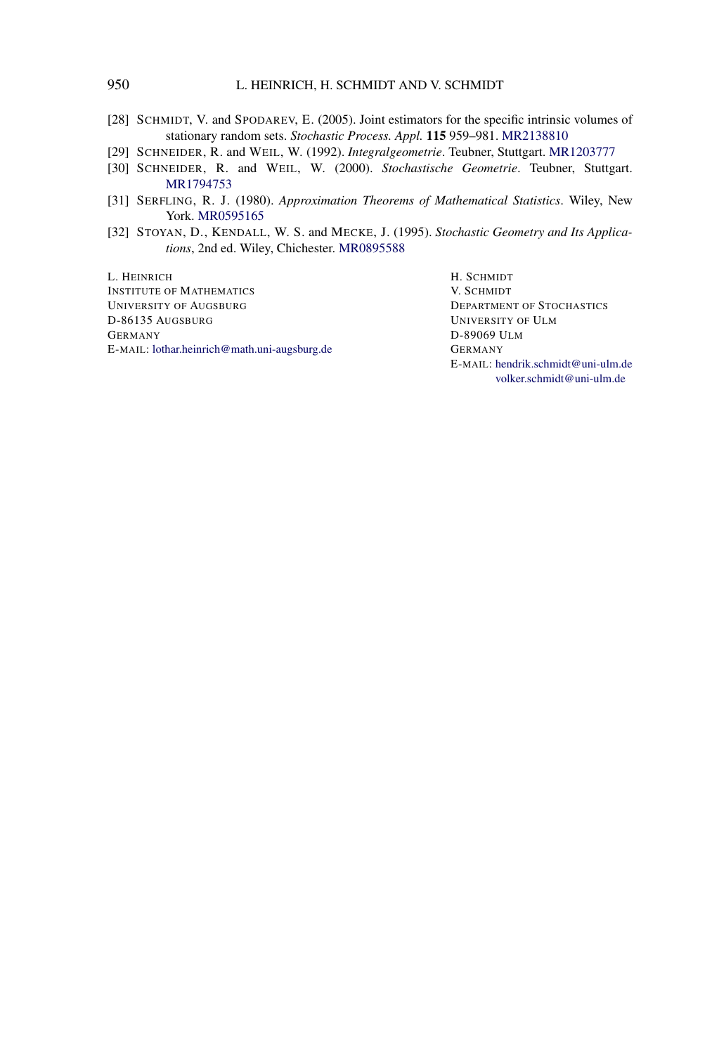[28] SCHMIDT, V. and SPODAREV, E. (2005). Joint estimators for the specific intrinsic volumes of stationary random sets. *Stochastic Process. Appl.* **115** 959–981. MR2138810

[29] SCHNEIDER, R. and WEIL, W. (1992). *Integralgeometrie*. Teubner, Stuttgart. MR1203777

[30] SCHNEIDER, R. and WEIL, W. (2000). *Stochastische Geometrie*. Teubner, Stuttgart. MR1794753

[31] SERFLING, R. J. (1980). *Approximation Theorems of Mathematical Statistics*. Wiley, New York. MR0595165

[32] STOYAN, D., KENDALL, W. S. and MECKE, J. (1995). *Stochastic Geometry and Its Applications*, 2nd ed. Wiley, Chichester. MR0895588

L. HEINRICH
INSTITUTE OF MATHEMATICS
UNIVERSITY OF AUGSBURG
D-86135 AUGSBURG
GERMANY
E-MAIL: lothar.heinrich@math.uni-augsburg.de

H. SCHMIDT
V. SCHMIDT
DEPARTMENT OF STOCHASTICS
UNIVERSITY OF ULM
D-89069 ULM
GERMANY
E-MAIL: hendrik.schmidt@uni-ulm.de
volker.schmidt@uni-ulm.de